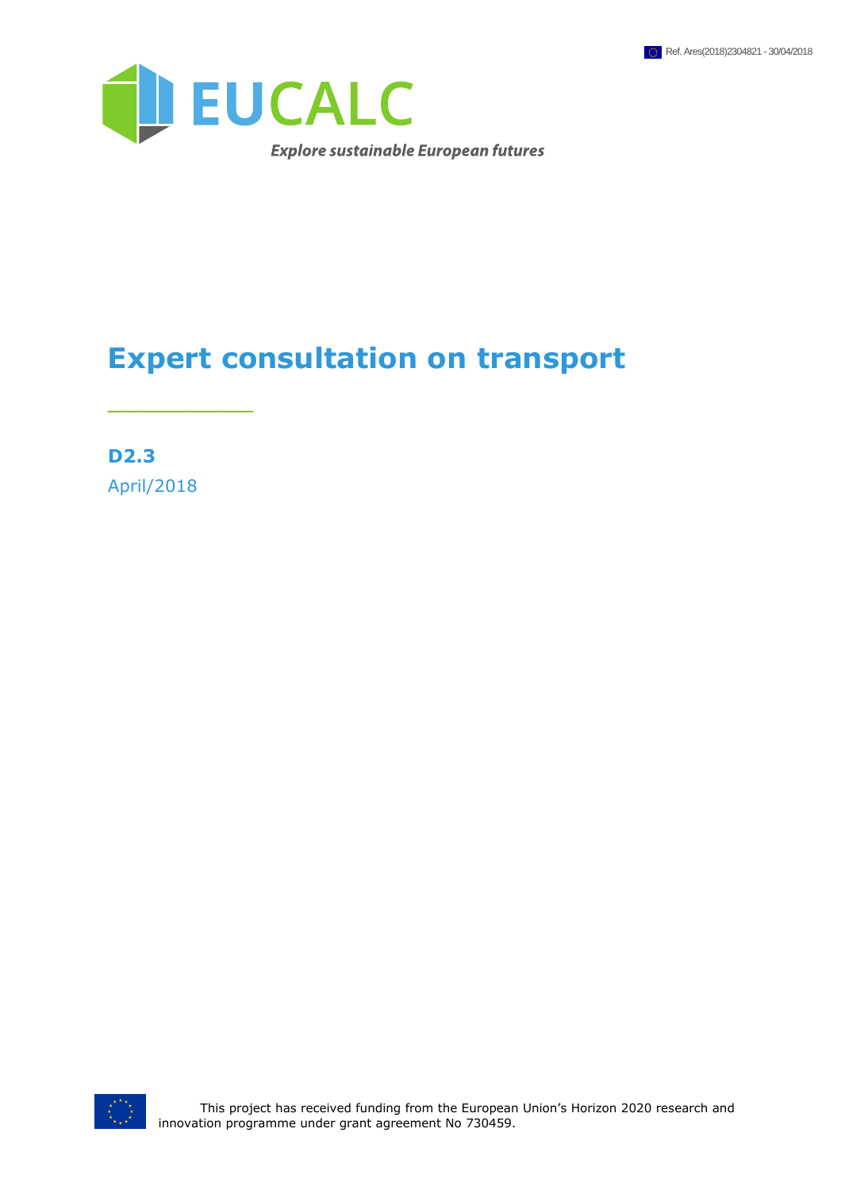Ref. Ares(2018)2304821 - 30/04/2018

EUCALC

*Explore sustainable European futures*

# Expert consultation on transport

**D2.3**

April/2018

This project has received funding from the European Union's Horizon 2020 research and innovation programme under grant agreement No 730459.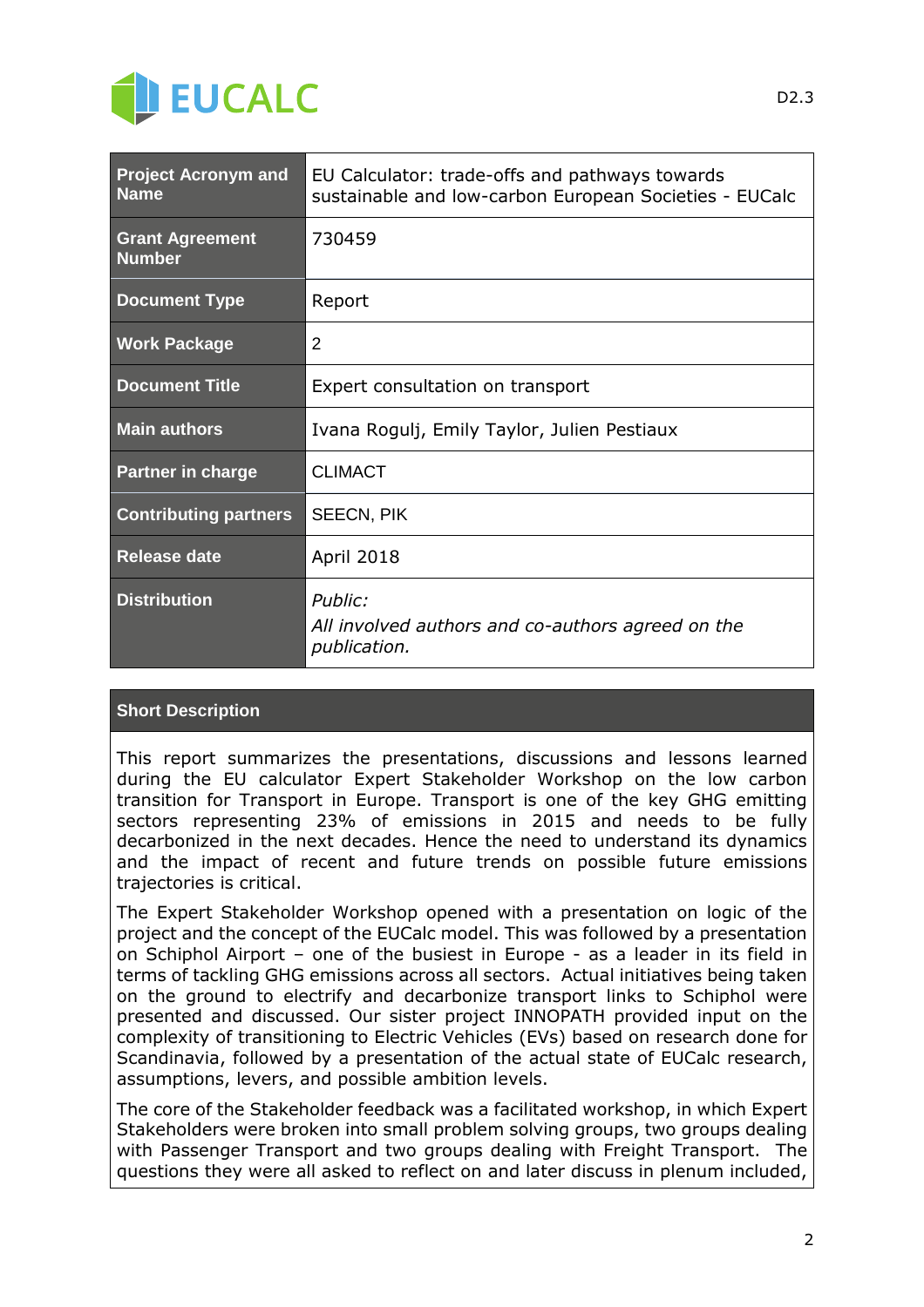| Project Acronym and Name | EU Calculator: trade-offs and pathways towards sustainable and low-carbon European Societies - EUCalc |
|---|---|
| Grant Agreement Number | 730459 |
| Document Type | Report |
| Work Package | 2 |
| Document Title | Expert consultation on transport |
| Main authors | Ivana Rogulj, Emily Taylor, Julien Pestiaux |
| Partner in charge | CLIMACT |
| Contributing partners | SEECN, PIK |
| Release date | April 2018 |
| Distribution | *Public:* *All involved authors and co-authors agreed on the publication.* |

**Short Description**

This report summarizes the presentations, discussions and lessons learned during the EU calculator Expert Stakeholder Workshop on the low carbon transition for Transport in Europe. Transport is one of the key GHG emitting sectors representing 23% of emissions in 2015 and needs to be fully decarbonized in the next decades. Hence the need to understand its dynamics and the impact of recent and future trends on possible future emissions trajectories is critical.

The Expert Stakeholder Workshop opened with a presentation on logic of the project and the concept of the EUCalc model. This was followed by a presentation on Schiphol Airport – one of the busiest in Europe - as a leader in its field in terms of tackling GHG emissions across all sectors. Actual initiatives being taken on the ground to electrify and decarbonize transport links to Schiphol were presented and discussed. Our sister project INNOPATH provided input on the complexity of transitioning to Electric Vehicles (EVs) based on research done for Scandinavia, followed by a presentation of the actual state of EUCalc research, assumptions, levers, and possible ambition levels.

The core of the Stakeholder feedback was a facilitated workshop, in which Expert Stakeholders were broken into small problem solving groups, two groups dealing with Passenger Transport and two groups dealing with Freight Transport. The questions they were all asked to reflect on and later discuss in plenum included,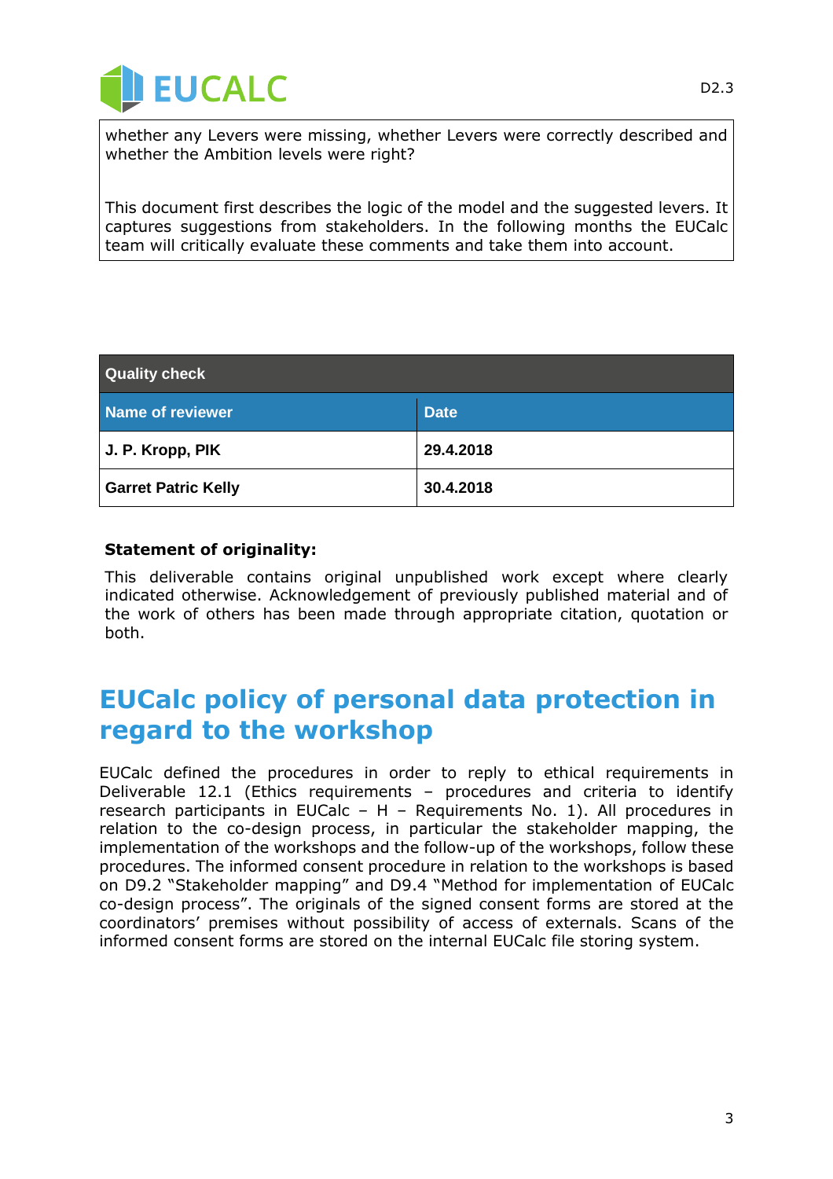whether any Levers were missing, whether Levers were correctly described and whether the Ambition levels were right?

This document first describes the logic of the model and the suggested levers. It captures suggestions from stakeholders. In the following months the EUCalc team will critically evaluate these comments and take them into account.

| Quality check | |
|---|---|
| **Name of reviewer** | **Date** |
| **J. P. Kropp, PIK** | **29.4.2018** |
| **Garret Patric Kelly** | **30.4.2018** |

**Statement of originality:**

This deliverable contains original unpublished work except where clearly indicated otherwise. Acknowledgement of previously published material and of the work of others has been made through appropriate citation, quotation or both.

# EUCalc policy of personal data protection in regard to the workshop

EUCalc defined the procedures in order to reply to ethical requirements in Deliverable 12.1 (Ethics requirements – procedures and criteria to identify research participants in EUCalc – H – Requirements No. 1). All procedures in relation to the co-design process, in particular the stakeholder mapping, the implementation of the workshops and the follow-up of the workshops, follow these procedures. The informed consent procedure in relation to the workshops is based on D9.2 "Stakeholder mapping" and D9.4 "Method for implementation of EUCalc co-design process". The originals of the signed consent forms are stored at the coordinators' premises without possibility of access of externals. Scans of the informed consent forms are stored on the internal EUCalc file storing system.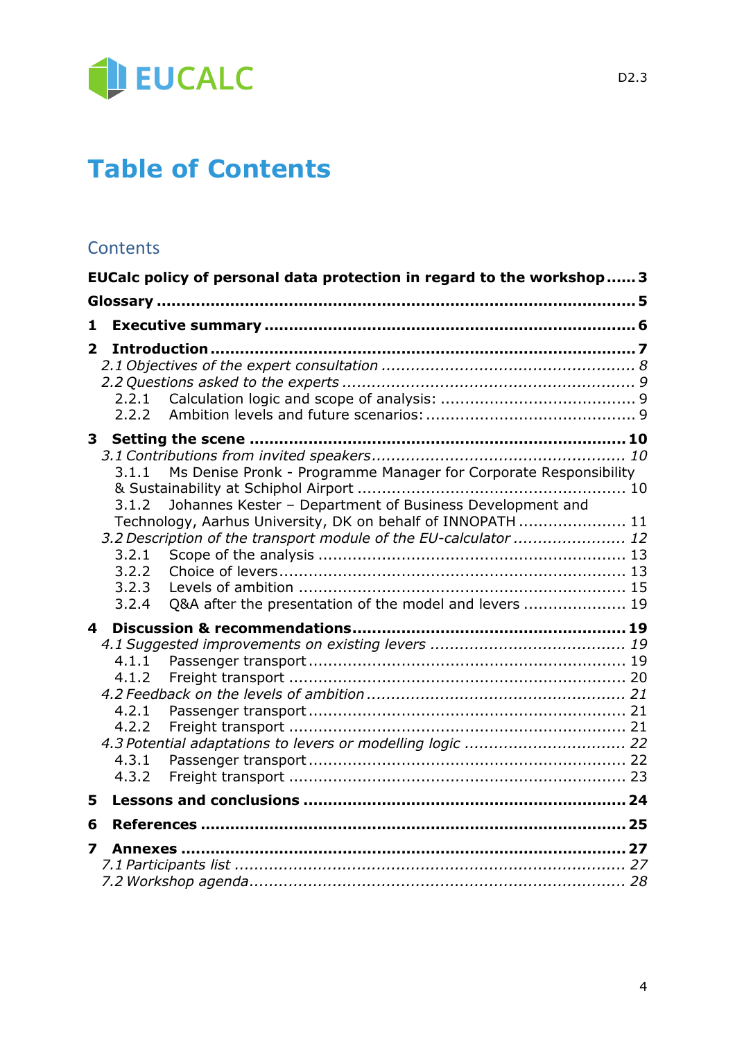# Table of Contents

## Contents

**EUCalc policy of personal data protection in regard to the workshop ...... 3**

**Glossary ........................................................................................ 5**

**1 Executive summary ..................................................................... 6**

**2 Introduction ................................................................................ 7**

*2.1 Objectives of the expert consultation ............................................. 8*

*2.2 Questions asked to the experts ..................................................... 9*

2.2.1 Calculation logic and scope of analysis: ....................................... 9

2.2.2 Ambition levels and future scenarios: .......................................... 9

**3 Setting the scene ........................................................................ 10**

*3.1 Contributions from invited speakers ............................................. 10*

3.1.1 Ms Denise Pronk - Programme Manager for Corporate Responsibility & Sustainability at Schiphol Airport ..................................................... 10

3.1.2 Johannes Kester – Department of Business Development and Technology, Aarhus University, DK on behalf of INNOPATH ..................... 11

*3.2 Description of the transport module of the EU-calculator ...................... 12*

3.2.1 Scope of the analysis ................................................................ 13

3.2.2 Choice of levers ...................................................................... 13

3.2.3 Levels of ambition ................................................................... 15

3.2.4 Q&A after the presentation of the model and levers ..................... 19

**4 Discussion & recommendations ...................................................... 19**

*4.1 Suggested improvements on existing levers ..................................... 19*

4.1.1 Passenger transport ................................................................. 19

4.1.2 Freight transport ..................................................................... 20

*4.2 Feedback on the levels of ambition ................................................. 21*

4.2.1 Passenger transport ................................................................. 21

4.2.2 Freight transport ..................................................................... 21

*4.3 Potential adaptations to levers or modelling logic ............................... 22*

4.3.1 Passenger transport ................................................................. 22

4.3.2 Freight transport ..................................................................... 23

**5 Lessons and conclusions ................................................................ 24**

**6 References ................................................................................... 25**

**7 Annexes ....................................................................................... 27**

*7.1 Participants list ............................................................................. 27*

*7.2 Workshop agenda .......................................................................... 28*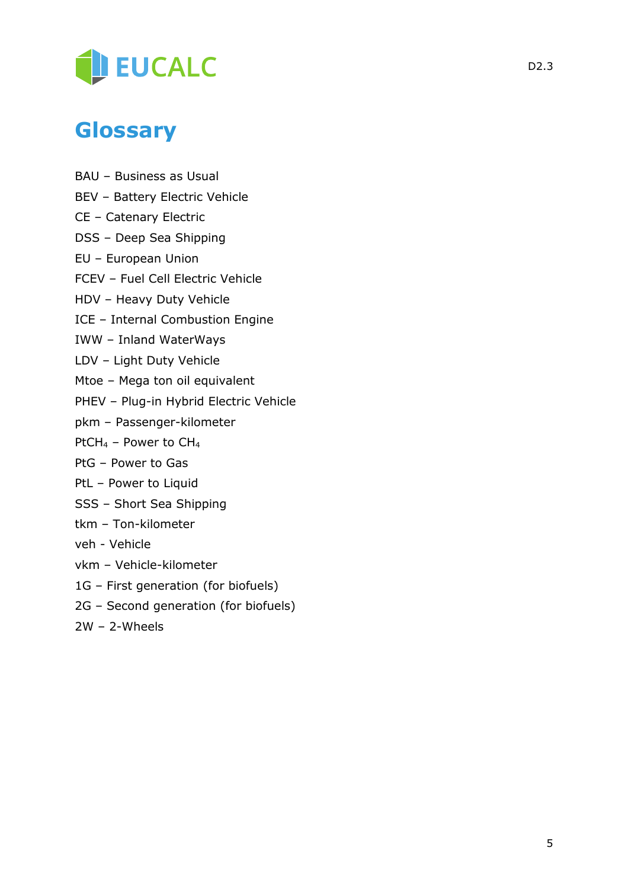# Glossary

BAU – Business as Usual

BEV – Battery Electric Vehicle

CE – Catenary Electric

DSS – Deep Sea Shipping

EU – European Union

FCEV – Fuel Cell Electric Vehicle

HDV – Heavy Duty Vehicle

ICE – Internal Combustion Engine

IWW – Inland WaterWays

LDV – Light Duty Vehicle

Mtoe – Mega ton oil equivalent

PHEV – Plug-in Hybrid Electric Vehicle

pkm – Passenger-kilometer

$PtCH_4$ – Power to $CH_4$

PtG – Power to Gas

PtL – Power to Liquid

SSS – Short Sea Shipping

tkm – Ton-kilometer

veh - Vehicle

vkm – Vehicle-kilometer

1G – First generation (for biofuels)

2G – Second generation (for biofuels)

2W – 2-Wheels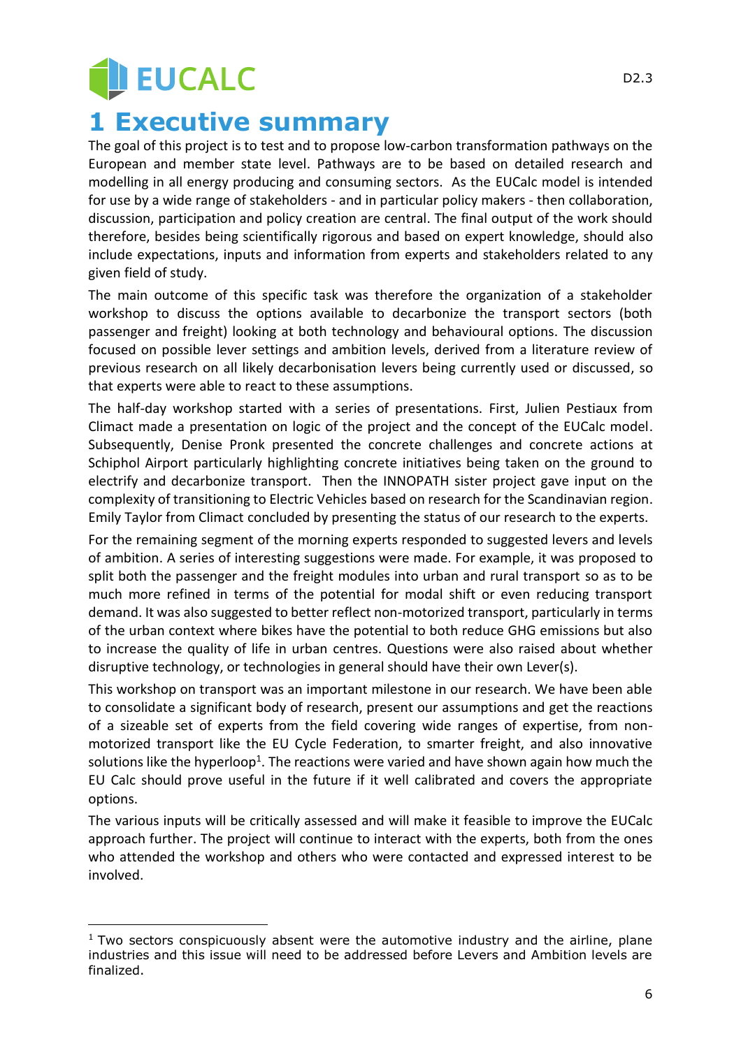# 1 Executive summary

The goal of this project is to test and to propose low-carbon transformation pathways on the European and member state level. Pathways are to be based on detailed research and modelling in all energy producing and consuming sectors. As the EUCalc model is intended for use by a wide range of stakeholders - and in particular policy makers - then collaboration, discussion, participation and policy creation are central. The final output of the work should therefore, besides being scientifically rigorous and based on expert knowledge, should also include expectations, inputs and information from experts and stakeholders related to any given field of study.

The main outcome of this specific task was therefore the organization of a stakeholder workshop to discuss the options available to decarbonize the transport sectors (both passenger and freight) looking at both technology and behavioural options. The discussion focused on possible lever settings and ambition levels, derived from a literature review of previous research on all likely decarbonisation levers being currently used or discussed, so that experts were able to react to these assumptions.

The half-day workshop started with a series of presentations. First, Julien Pestiaux from Climact made a presentation on logic of the project and the concept of the EUCalc model. Subsequently, Denise Pronk presented the concrete challenges and concrete actions at Schiphol Airport particularly highlighting concrete initiatives being taken on the ground to electrify and decarbonize transport. Then the INNOPATH sister project gave input on the complexity of transitioning to Electric Vehicles based on research for the Scandinavian region. Emily Taylor from Climact concluded by presenting the status of our research to the experts.

For the remaining segment of the morning experts responded to suggested levers and levels of ambition. A series of interesting suggestions were made. For example, it was proposed to split both the passenger and the freight modules into urban and rural transport so as to be much more refined in terms of the potential for modal shift or even reducing transport demand. It was also suggested to better reflect non-motorized transport, particularly in terms of the urban context where bikes have the potential to both reduce GHG emissions but also to increase the quality of life in urban centres. Questions were also raised about whether disruptive technology, or technologies in general should have their own Lever(s).

This workshop on transport was an important milestone in our research. We have been able to consolidate a significant body of research, present our assumptions and get the reactions of a sizeable set of experts from the field covering wide ranges of expertise, from non-motorized transport like the EU Cycle Federation, to smarter freight, and also innovative solutions like the hyperloop[1]. The reactions were varied and have shown again how much the EU Calc should prove useful in the future if it well calibrated and covers the appropriate options.

The various inputs will be critically assessed and will make it feasible to improve the EUCalc approach further. The project will continue to interact with the experts, both from the ones who attended the workshop and others who were contacted and expressed interest to be involved.

---

[1] Two sectors conspicuously absent were the automotive industry and the airline, plane industries and this issue will need to be addressed before Levers and Ambition levels are finalized.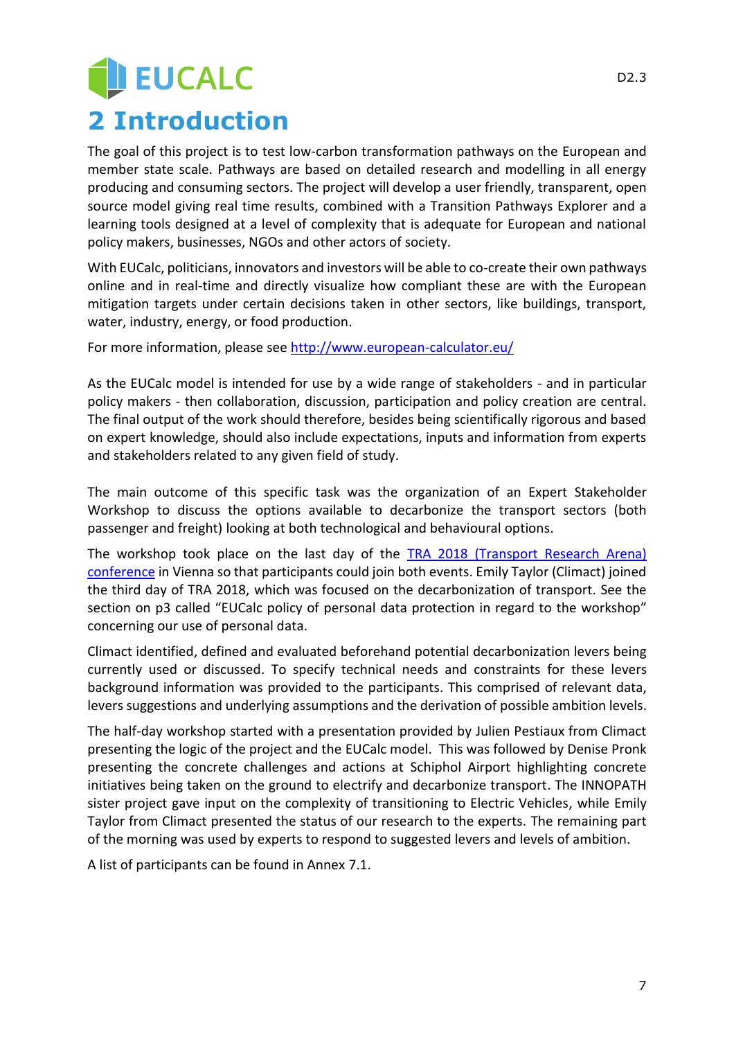# 2 Introduction

The goal of this project is to test low-carbon transformation pathways on the European and member state scale. Pathways are based on detailed research and modelling in all energy producing and consuming sectors. The project will develop a user friendly, transparent, open source model giving real time results, combined with a Transition Pathways Explorer and a learning tools designed at a level of complexity that is adequate for European and national policy makers, businesses, NGOs and other actors of society.

With EUCalc, politicians, innovators and investors will be able to co-create their own pathways online and in real-time and directly visualize how compliant these are with the European mitigation targets under certain decisions taken in other sectors, like buildings, transport, water, industry, energy, or food production.

For more information, please see [http://www.european-calculator.eu/](http://www.european-calculator.eu/)

As the EUCalc model is intended for use by a wide range of stakeholders - and in particular policy makers - then collaboration, discussion, participation and policy creation are central. The final output of the work should therefore, besides being scientifically rigorous and based on expert knowledge, should also include expectations, inputs and information from experts and stakeholders related to any given field of study.

The main outcome of this specific task was the organization of an Expert Stakeholder Workshop to discuss the options available to decarbonize the transport sectors (both passenger and freight) looking at both technological and behavioural options.

The workshop took place on the last day of the TRA 2018 (Transport Research Arena) conference in Vienna so that participants could join both events. Emily Taylor (Climact) joined the third day of TRA 2018, which was focused on the decarbonization of transport. See the section on p3 called "EUCalc policy of personal data protection in regard to the workshop" concerning our use of personal data.

Climact identified, defined and evaluated beforehand potential decarbonization levers being currently used or discussed. To specify technical needs and constraints for these levers background information was provided to the participants. This comprised of relevant data, levers suggestions and underlying assumptions and the derivation of possible ambition levels.

The half-day workshop started with a presentation provided by Julien Pestiaux from Climact presenting the logic of the project and the EUCalc model. This was followed by Denise Pronk presenting the concrete challenges and actions at Schiphol Airport highlighting concrete initiatives being taken on the ground to electrify and decarbonize transport. The INNOPATH sister project gave input on the complexity of transitioning to Electric Vehicles, while Emily Taylor from Climact presented the status of our research to the experts. The remaining part of the morning was used by experts to respond to suggested levers and levels of ambition.

A list of participants can be found in Annex 7.1.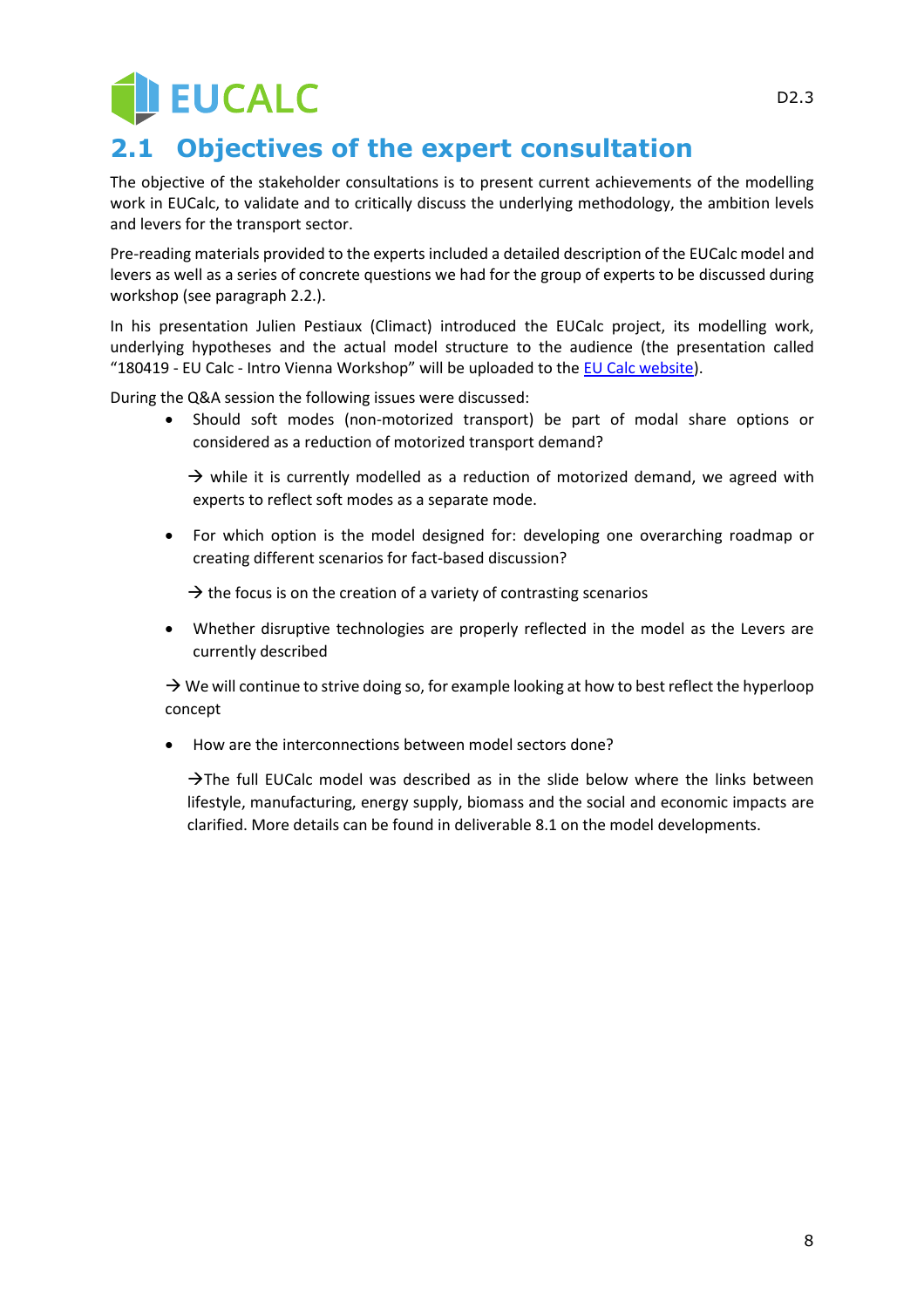## 2.1 Objectives of the expert consultation

The objective of the stakeholder consultations is to present current achievements of the modelling work in EUCalc, to validate and to critically discuss the underlying methodology, the ambition levels and levers for the transport sector.

Pre-reading materials provided to the experts included a detailed description of the EUCalc model and levers as well as a series of concrete questions we had for the group of experts to be discussed during workshop (see paragraph 2.2.).

In his presentation Julien Pestiaux (Climact) introduced the EUCalc project, its modelling work, underlying hypotheses and the actual model structure to the audience (the presentation called "180419 - EU Calc - Intro Vienna Workshop" will be uploaded to the EU Calc website).

During the Q&A session the following issues were discussed:

- Should soft modes (non-motorized transport) be part of modal share options or considered as a reduction of motorized transport demand?

  → while it is currently modelled as a reduction of motorized demand, we agreed with experts to reflect soft modes as a separate mode.

- For which option is the model designed for: developing one overarching roadmap or creating different scenarios for fact-based discussion?

  → the focus is on the creation of a variety of contrasting scenarios

- Whether disruptive technologies are properly reflected in the model as the Levers are currently described

→ We will continue to strive doing so, for example looking at how to best reflect the hyperloop concept

- How are the interconnections between model sectors done?

  →The full EUCalc model was described as in the slide below where the links between lifestyle, manufacturing, energy supply, biomass and the social and economic impacts are clarified. More details can be found in deliverable 8.1 on the model developments.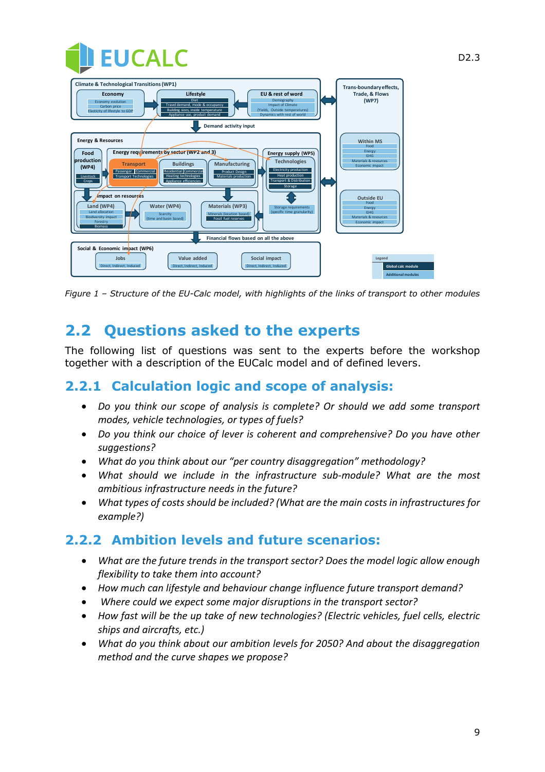Figure 1 – Structure of the EU-Calc model, with highlights of the links of transport to other modules

## 2.2 Questions asked to the experts

The following list of questions was sent to the experts before the workshop together with a description of the EUCalc model and of defined levers.

### 2.2.1 Calculation logic and scope of analysis:

- *Do you think our scope of analysis is complete? Or should we add some transport modes, vehicle technologies, or types of fuels?*
- *Do you think our choice of lever is coherent and comprehensive? Do you have other suggestions?*
- *What do you think about our "per country disaggregation" methodology?*
- *What should we include in the infrastructure sub-module? What are the most ambitious infrastructure needs in the future?*
- *What types of costs should be included? (What are the main costs in infrastructures for example?)*

### 2.2.2 Ambition levels and future scenarios:

- *What are the future trends in the transport sector? Does the model logic allow enough flexibility to take them into account?*
- *How much can lifestyle and behaviour change influence future transport demand?*
- *Where could we expect some major disruptions in the transport sector?*
- *How fast will be the up take of new technologies? (Electric vehicles, fuel cells, electric ships and aircrafts, etc.)*
- *What do you think about our ambition levels for 2050? And about the disaggregation method and the curve shapes we propose?*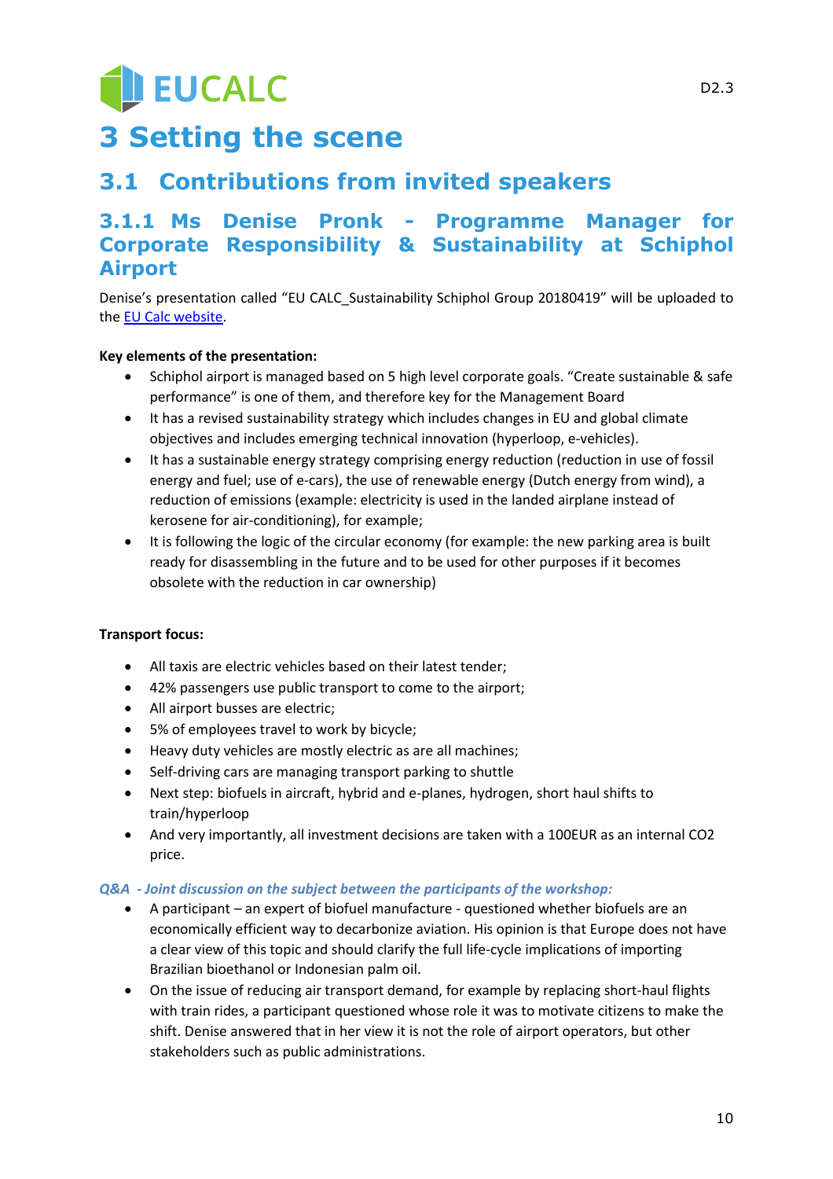# 3 Setting the scene

## 3.1 Contributions from invited speakers

### 3.1.1 Ms Denise Pronk - Programme Manager for Corporate Responsibility & Sustainability at Schiphol Airport

Denise's presentation called "EU CALC_Sustainability Schiphol Group 20180419" will be uploaded to the EU Calc website.

**Key elements of the presentation:**

- Schiphol airport is managed based on 5 high level corporate goals. "Create sustainable & safe performance" is one of them, and therefore key for the Management Board
- It has a revised sustainability strategy which includes changes in EU and global climate objectives and includes emerging technical innovation (hyperloop, e-vehicles).
- It has a sustainable energy strategy comprising energy reduction (reduction in use of fossil energy and fuel; use of e-cars), the use of renewable energy (Dutch energy from wind), a reduction of emissions (example: electricity is used in the landed airplane instead of kerosene for air-conditioning), for example;
- It is following the logic of the circular economy (for example: the new parking area is built ready for disassembling in the future and to be used for other purposes if it becomes obsolete with the reduction in car ownership)

**Transport focus:**

- All taxis are electric vehicles based on their latest tender;
- 42% passengers use public transport to come to the airport;
- All airport busses are electric;
- 5% of employees travel to work by bicycle;
- Heavy duty vehicles are mostly electric as are all machines;
- Self-driving cars are managing transport parking to shuttle
- Next step: biofuels in aircraft, hybrid and e-planes, hydrogen, short haul shifts to train/hyperloop
- And very importantly, all investment decisions are taken with a 100EUR as an internal CO2 price.

*Q&A - Joint discussion on the subject between the participants of the workshop:*

- A participant – an expert of biofuel manufacture - questioned whether biofuels are an economically efficient way to decarbonize aviation. His opinion is that Europe does not have a clear view of this topic and should clarify the full life-cycle implications of importing Brazilian bioethanol or Indonesian palm oil.
- On the issue of reducing air transport demand, for example by replacing short-haul flights with train rides, a participant questioned whose role it was to motivate citizens to make the shift. Denise answered that in her view it is not the role of airport operators, but other stakeholders such as public administrations.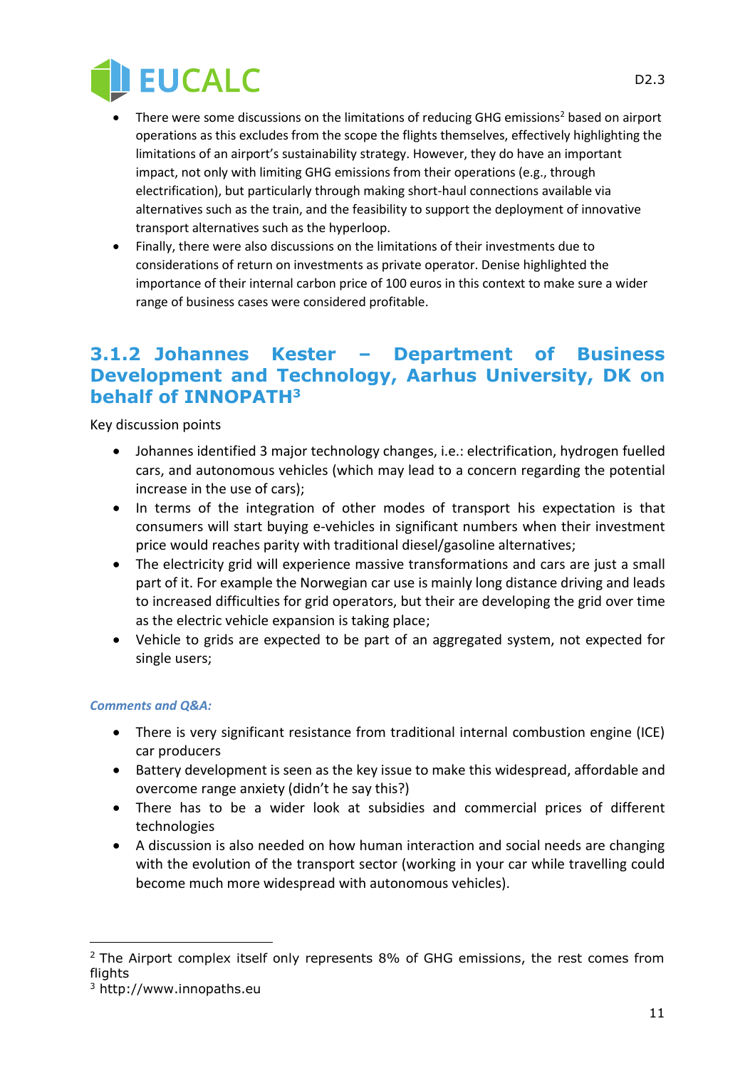- There were some discussions on the limitations of reducing GHG emissions[2] based on airport operations as this excludes from the scope the flights themselves, effectively highlighting the limitations of an airport's sustainability strategy. However, they do have an important impact, not only with limiting GHG emissions from their operations (e.g., through electrification), but particularly through making short-haul connections available via alternatives such as the train, and the feasibility to support the deployment of innovative transport alternatives such as the hyperloop.
- Finally, there were also discussions on the limitations of their investments due to considerations of return on investments as private operator. Denise highlighted the importance of their internal carbon price of 100 euros in this context to make sure a wider range of business cases were considered profitable.

### 3.1.2 Johannes Kester – Department of Business Development and Technology, Aarhus University, DK on behalf of INNOPATH[3]

Key discussion points

- Johannes identified 3 major technology changes, i.e.: electrification, hydrogen fuelled cars, and autonomous vehicles (which may lead to a concern regarding the potential increase in the use of cars);
- In terms of the integration of other modes of transport his expectation is that consumers will start buying e-vehicles in significant numbers when their investment price would reaches parity with traditional diesel/gasoline alternatives;
- The electricity grid will experience massive transformations and cars are just a small part of it. For example the Norwegian car use is mainly long distance driving and leads to increased difficulties for grid operators, but their are developing the grid over time as the electric vehicle expansion is taking place;
- Vehicle to grids are expected to be part of an aggregated system, not expected for single users;

*Comments and Q&A:*

- There is very significant resistance from traditional internal combustion engine (ICE) car producers
- Battery development is seen as the key issue to make this widespread, affordable and overcome range anxiety (didn't he say this?)
- There has to be a wider look at subsidies and commercial prices of different technologies
- A discussion is also needed on how human interaction and social needs are changing with the evolution of the transport sector (working in your car while travelling could become much more widespread with autonomous vehicles).

[2] The Airport complex itself only represents 8% of GHG emissions, the rest comes from flights

[3] http://www.innopaths.eu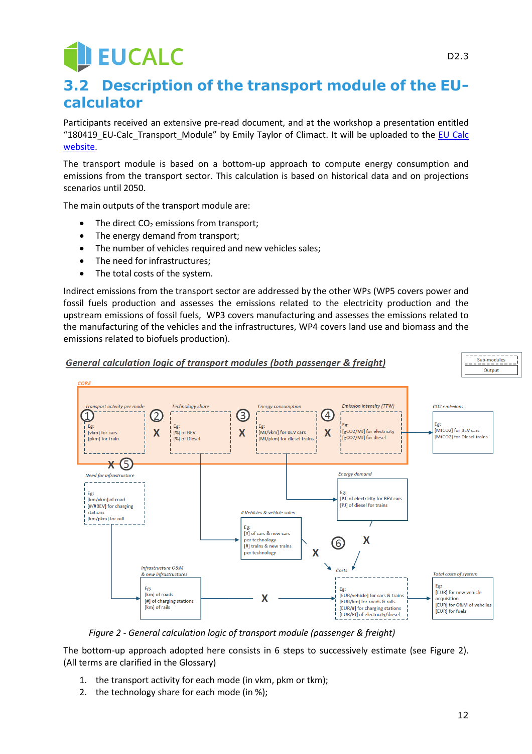## 3.2 Description of the transport module of the EU-calculator

Participants received an extensive pre-read document, and at the workshop a presentation entitled "180419_EU-Calc_Transport_Module" by Emily Taylor of Climact. It will be uploaded to the EU Calc website.

The transport module is based on a bottom-up approach to compute energy consumption and emissions from the transport sector. This calculation is based on historical data and on projections scenarios until 2050.

The main outputs of the transport module are:

- The direct $CO_2$ emissions from transport;
- The energy demand from transport;
- The number of vehicles required and new vehicles sales;
- The need for infrastructures;
- The total costs of the system.

Indirect emissions from the transport sector are addressed by the other WPs (WP5 covers power and fossil fuels production and assesses the emissions related to the electricity production and the upstream emissions of fossil fuels, WP3 covers manufacturing and assesses the emissions related to the manufacturing of the vehicles and the infrastructures, WP4 covers land use and biomass and the emissions related to biofuels production).

*Figure 2 - General calculation logic of transport module (passenger & freight)*

The bottom-up approach adopted here consists in 6 steps to successively estimate (see Figure 2). (All terms are clarified in the Glossary)

1. the transport activity for each mode (in vkm, pkm or tkm);
2. the technology share for each mode (in %);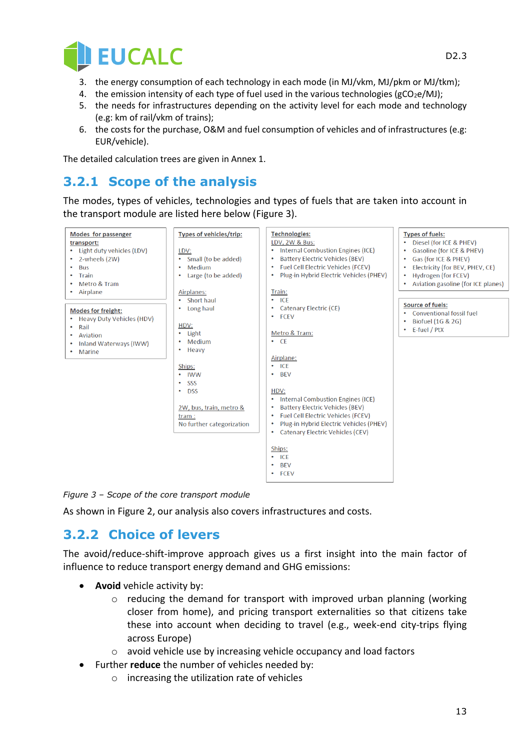3. the energy consumption of each technology in each mode (in MJ/vkm, MJ/pkm or MJ/tkm);
4. the emission intensity of each type of fuel used in the various technologies ($gCO_2e/MJ$);
5. the needs for infrastructures depending on the activity level for each mode and technology (e.g: km of rail/vkm of trains);
6. the costs for the purchase, O&M and fuel consumption of vehicles and of infrastructures (e.g: EUR/vehicle).

The detailed calculation trees are given in Annex 1.

## 3.2.1 Scope of the analysis

The modes, types of vehicles, technologies and types of fuels that are taken into account in the transport module are listed here below (Figure 3).

**Modes for passenger transport:**
- Light duty vehicles (LDV)
- 2-wheels (2W)
- Bus
- Train
- Metro & Tram
- Airplane

**Modes for freight:**
- Heavy Duty Vehicles (HDV)
- Rail
- Aviation
- Inland Waterways (IWW)
- Marine

**Types of vehicles/trip:**

LDV:
- Small (to be added)
- Medium
- Large (to be added)

Airplanes:
- Short haul
- Long haul

HDV:
- Light
- Medium
- Heavy

Ships:
- IWW
- SSS
- DSS

2W, bus, train, metro & tram :
No further categorization

**Technologies:**

LDV, 2W & Bus:
- Internal Combustion Engines (ICE)
- Battery Electric Vehicles (BEV)
- Fuel Cell Electric Vehicles (FCEV)
- Plug-in Hybrid Electric Vehicles (PHEV)

Train:
- ICE
- Catenary Electric (CE)
- FCEV

Metro & Tram:
- CE

Airplane:
- ICE
- BEV

HDV:
- Internal Combustion Engines (ICE)
- Battery Electric Vehicles (BEV)
- Fuel Cell Electric Vehicles (FCEV)
- Plug-in Hybrid Electric Vehicles (PHEV)
- Catenary Electric Vehicles (CEV)

Ships:
- ICE
- BEV
- FCEV

**Types of fuels:**
- Diesel (for ICE & PHEV)
- Gasoline (for ICE & PHEV)
- Gas (for ICE & PHEV)
- Electricity (for BEV, PHEV, CE)
- Hydrogen (for FCEV)
- Aviation gasoline (for ICE planes)

**Source of fuels:**
- Conventional fossil fuel
- Biofuel (1G & 2G)
- E-fuel / PtX

*Figure 3 – Scope of the core transport module*

As shown in Figure 2, our analysis also covers infrastructures and costs.

## 3.2.2 Choice of levers

The avoid/reduce-shift-improve approach gives us a first insight into the main factor of influence to reduce transport energy demand and GHG emissions:

- **Avoid** vehicle activity by:
  - reducing the demand for transport with improved urban planning (working closer from home), and pricing transport externalities so that citizens take these into account when deciding to travel (e.g., week-end city-trips flying across Europe)
  - avoid vehicle use by increasing vehicle occupancy and load factors
- Further **reduce** the number of vehicles needed by:
  - increasing the utilization rate of vehicles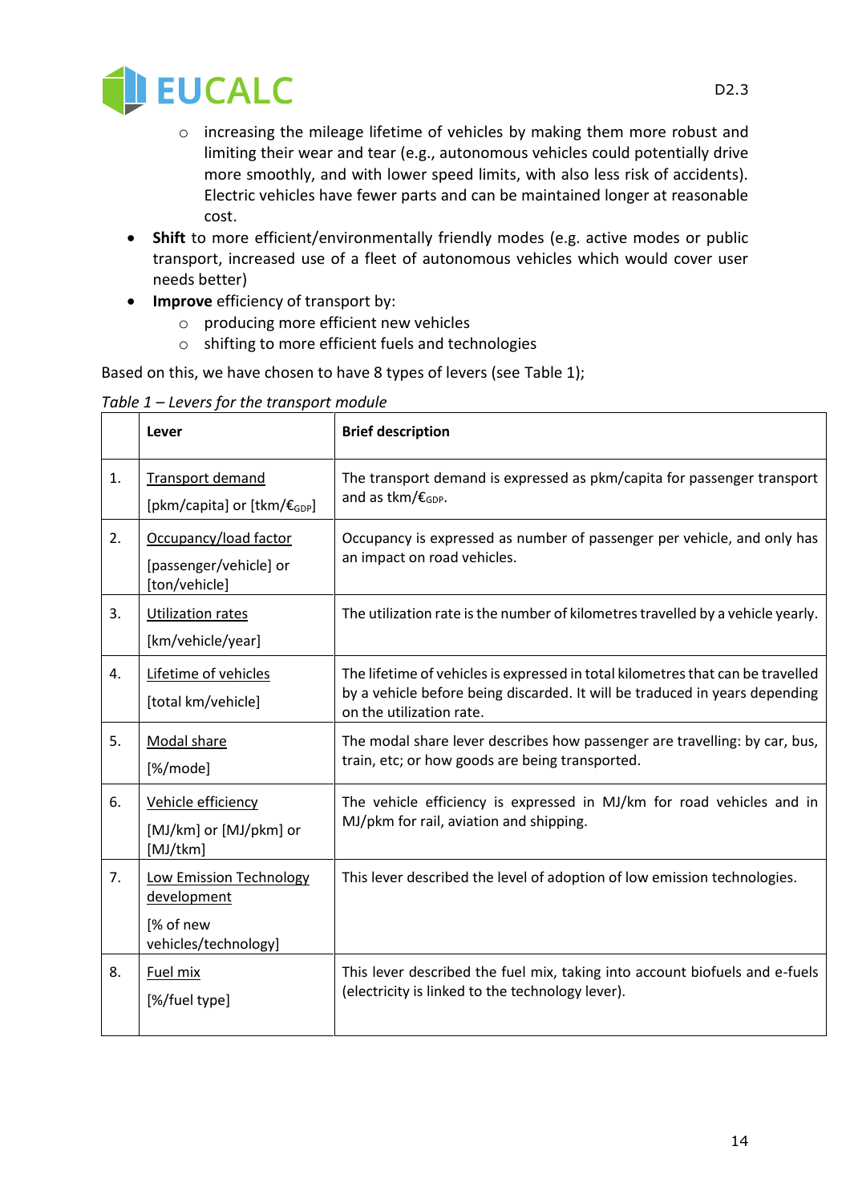- increasing the mileage lifetime of vehicles by making them more robust and limiting their wear and tear (e.g., autonomous vehicles could potentially drive more smoothly, and with lower speed limits, with also less risk of accidents). Electric vehicles have fewer parts and can be maintained longer at reasonable cost.

- **Shift** to more efficient/environmentally friendly modes (e.g. active modes or public transport, increased use of a fleet of autonomous vehicles which would cover user needs better)
- **Improve** efficiency of transport by:
  - producing more efficient new vehicles
  - shifting to more efficient fuels and technologies

Based on this, we have chosen to have 8 types of levers (see Table 1);

*Table 1 – Levers for the transport module*

| | **Lever** | **Brief description** |
|---|---|---|
| 1. | Transport demand<br>[pkm/capita] or [tkm/$€_{GDP}$] | The transport demand is expressed as pkm/capita for passenger transport and as tkm/$€_{GDP}$. |
| 2. | Occupancy/load factor<br>[passenger/vehicle] or [ton/vehicle] | Occupancy is expressed as number of passenger per vehicle, and only has an impact on road vehicles. |
| 3. | Utilization rates<br>[km/vehicle/year] | The utilization rate is the number of kilometres travelled by a vehicle yearly. |
| 4. | Lifetime of vehicles<br>[total km/vehicle] | The lifetime of vehicles is expressed in total kilometres that can be travelled by a vehicle before being discarded. It will be traduced in years depending on the utilization rate. |
| 5. | Modal share<br>[%/mode] | The modal share lever describes how passenger are travelling: by car, bus, train, etc; or how goods are being transported. |
| 6. | Vehicle efficiency<br>[MJ/km] or [MJ/pkm] or [MJ/tkm] | The vehicle efficiency is expressed in MJ/km for road vehicles and in MJ/pkm for rail, aviation and shipping. |
| 7. | Low Emission Technology development<br>[% of new vehicles/technology] | This lever described the level of adoption of low emission technologies. |
| 8. | Fuel mix<br>[%/fuel type] | This lever described the fuel mix, taking into account biofuels and e-fuels (electricity is linked to the technology lever). |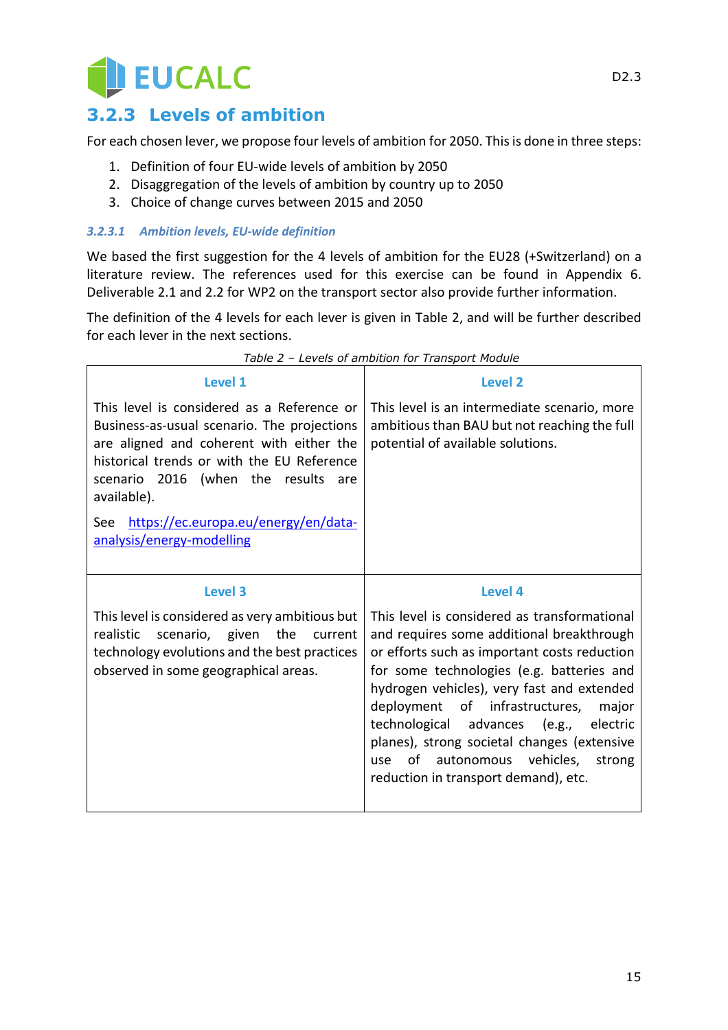### 3.2.3 Levels of ambition

For each chosen lever, we propose four levels of ambition for 2050. This is done in three steps:

1. Definition of four EU-wide levels of ambition by 2050
2. Disaggregation of the levels of ambition by country up to 2050
3. Choice of change curves between 2015 and 2050

#### *3.2.3.1 Ambition levels, EU-wide definition*

We based the first suggestion for the 4 levels of ambition for the EU28 (+Switzerland) on a literature review. The references used for this exercise can be found in Appendix 6. Deliverable 2.1 and 2.2 for WP2 on the transport sector also provide further information.

The definition of the 4 levels for each lever is given in Table 2, and will be further described for each lever in the next sections.

*Table 2 – Levels of ambition for Transport Module*

| Level 1 | Level 2 |
|---|---|
| This level is considered as a Reference or Business-as-usual scenario. The projections are aligned and coherent with either the historical trends or with the EU Reference scenario 2016 (when the results are available). See https://ec.europa.eu/energy/en/data-analysis/energy-modelling | This level is an intermediate scenario, more ambitious than BAU but not reaching the full potential of available solutions. |
| **Level 3** | **Level 4** |
| This level is considered as very ambitious but realistic scenario, given the current technology evolutions and the best practices observed in some geographical areas. | This level is considered as transformational and requires some additional breakthrough or efforts such as important costs reduction for some technologies (e.g. batteries and hydrogen vehicles), very fast and extended deployment of infrastructures, major technological advances (e.g., electric planes), strong societal changes (extensive use of autonomous vehicles, strong reduction in transport demand), etc. |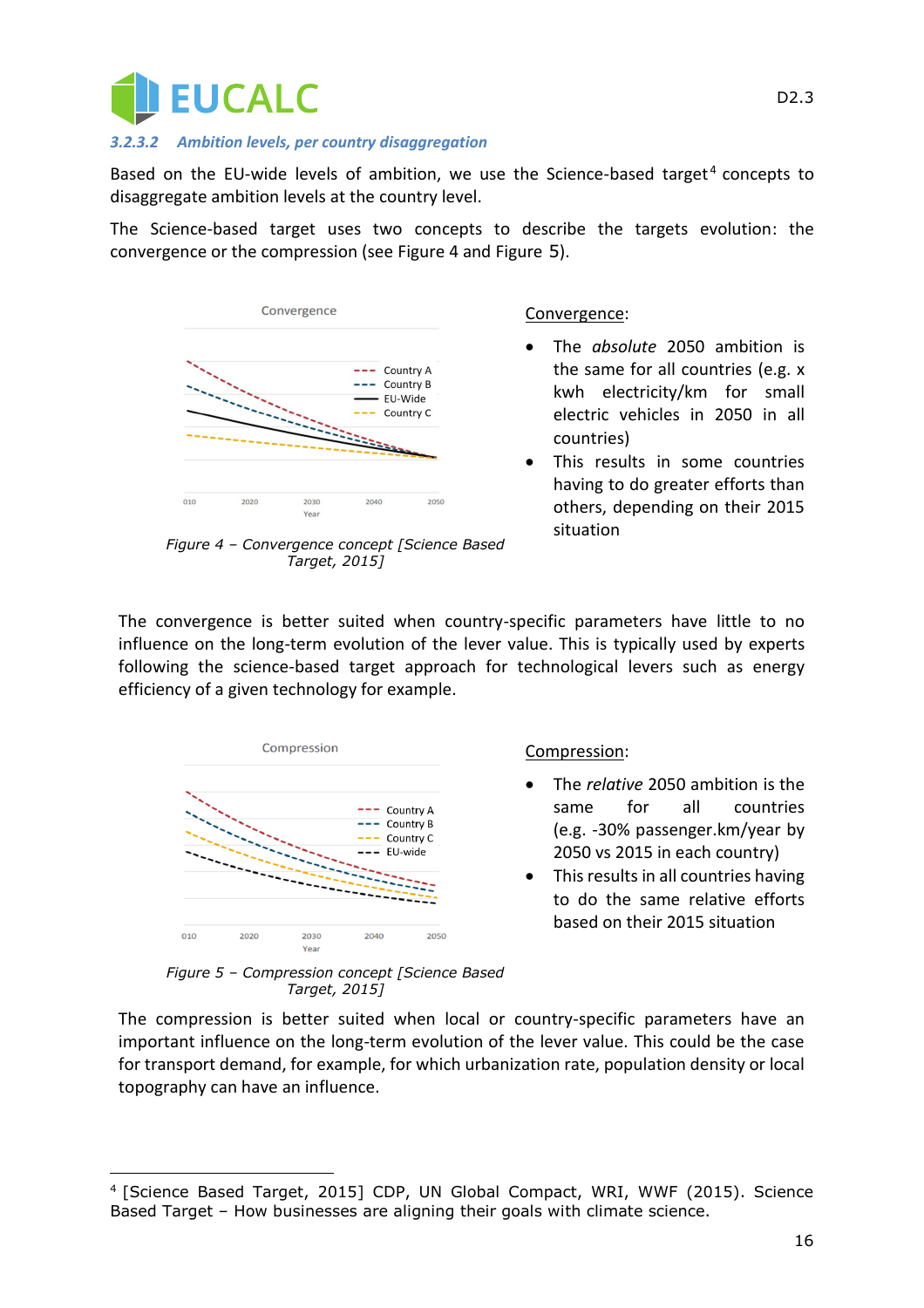#### 3.2.3.2 Ambition levels, per country disaggregation

Based on the EU-wide levels of ambition, we use the Science-based target[4] concepts to disaggregate ambition levels at the country level.

The Science-based target uses two concepts to describe the targets evolution: the convergence or the compression (see Figure 4 and Figure 5).

Figure 4 – Convergence concept [Science Based Target, 2015]

Convergence:

- The *absolute* 2050 ambition is the same for all countries (e.g. x kwh electricity/km for small electric vehicles in 2050 in all countries)
- This results in some countries having to do greater efforts than others, depending on their 2015 situation

The convergence is better suited when country-specific parameters have little to no influence on the long-term evolution of the lever value. This is typically used by experts following the science-based target approach for technological levers such as energy efficiency of a given technology for example.

Figure 5 – Compression concept [Science Based Target, 2015]

Compression:

- The *relative* 2050 ambition is the same for all countries (e.g. -30% passenger.km/year by 2050 vs 2015 in each country)
- This results in all countries having to do the same relative efforts based on their 2015 situation

The compression is better suited when local or country-specific parameters have an important influence on the long-term evolution of the lever value. This could be the case for transport demand, for example, for which urbanization rate, population density or local topography can have an influence.

[4] [Science Based Target, 2015] CDP, UN Global Compact, WRI, WWF (2015). Science Based Target – How businesses are aligning their goals with climate science.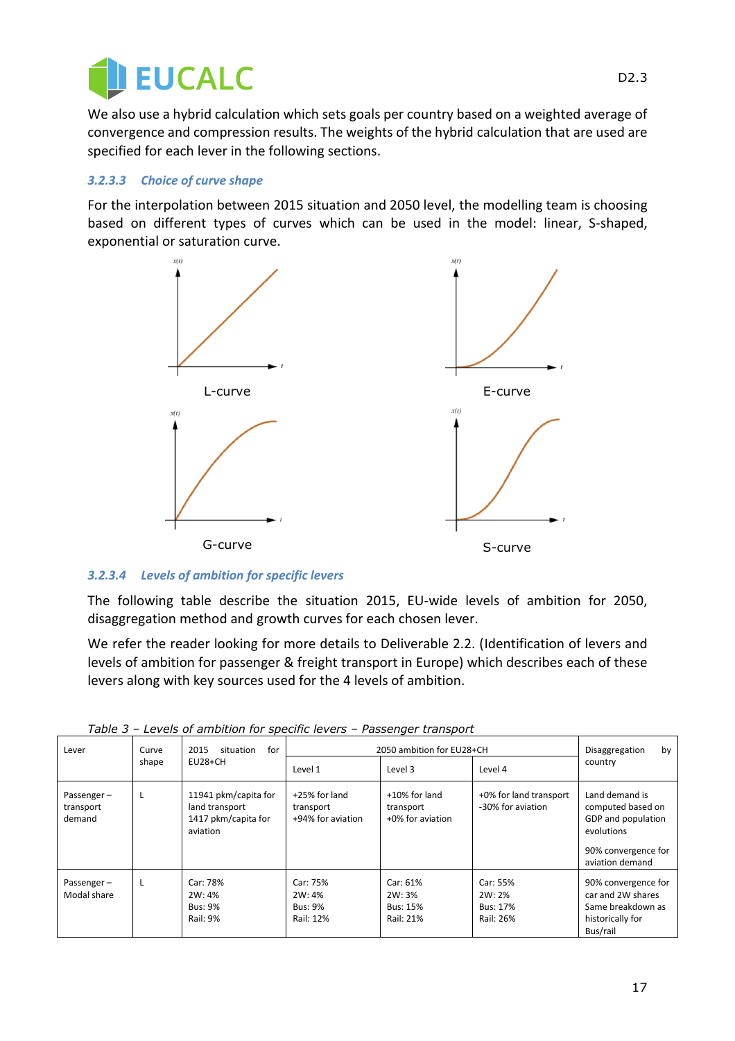We also use a hybrid calculation which sets goals per country based on a weighted average of convergence and compression results. The weights of the hybrid calculation that are used are specified for each lever in the following sections.

### 3.2.3.3 Choice of curve shape

For the interpolation between 2015 situation and 2050 level, the modelling team is choosing based on different types of curves which can be used in the model: linear, S-shaped, exponential or saturation curve.

L-curve

E-curve

G-curve

S-curve

### 3.2.3.4 Levels of ambition for specific levers

The following table describe the situation 2015, EU-wide levels of ambition for 2050, disaggregation method and growth curves for each chosen lever.

We refer the reader looking for more details to Deliverable 2.2. (Identification of levers and levels of ambition for passenger & freight transport in Europe) which describes each of these levers along with key sources used for the 4 levels of ambition.

*Table 3 – Levels of ambition for specific levers – Passenger transport*

| Lever | Curve shape | 2015 situation for EU28+CH | 2050 ambition for EU28+CH | | | Disaggregation by country |
|---|---|---|---|---|---|---|
| | | | Level 1 | Level 3 | Level 4 | |
| Passenger – transport demand | L | 11941 pkm/capita for land transport<br>1417 pkm/capita for aviation | +25% for land transport<br>+94% for aviation | +10% for land transport<br>+0% for aviation | +0% for land transport<br>-30% for aviation | Land demand is computed based on GDP and population evolutions<br>90% convergence for aviation demand |
| Passenger – Modal share | L | Car: 78%<br>2W: 4%<br>Bus: 9%<br>Rail: 9% | Car: 75%<br>2W: 4%<br>Bus: 9%<br>Rail: 12% | Car: 61%<br>2W: 3%<br>Bus: 15%<br>Rail: 21% | Car: 55%<br>2W: 2%<br>Bus: 17%<br>Rail: 26% | 90% convergence for car and 2W shares<br>Same breakdown as historically for Bus/rail |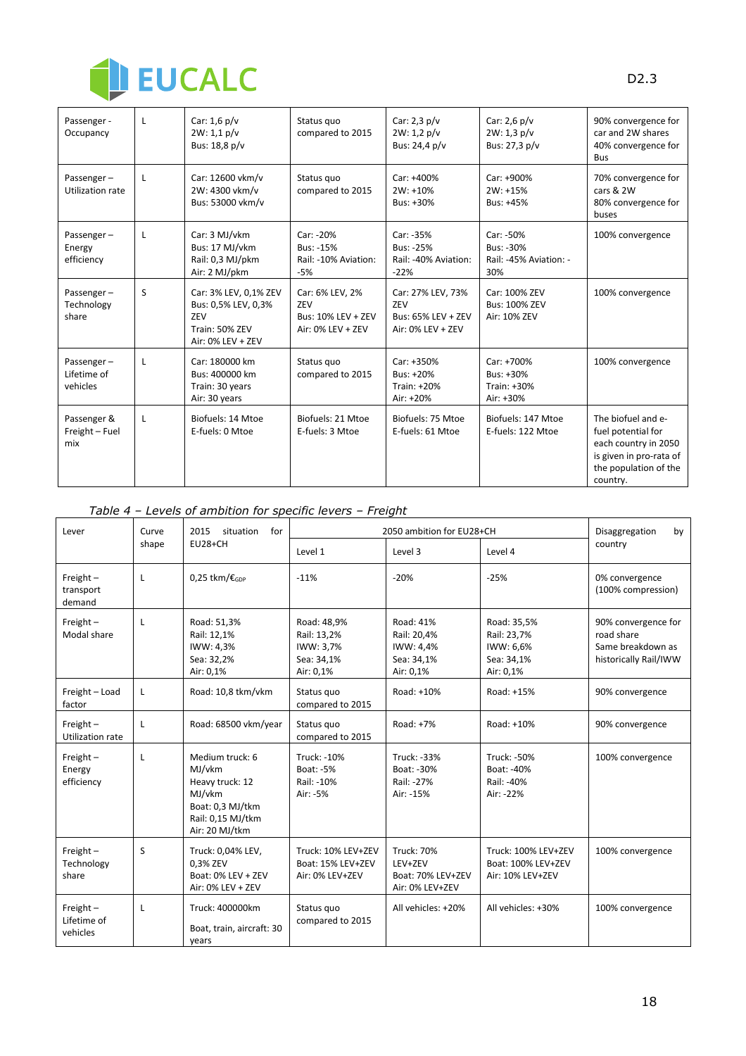| Passenger - Occupancy | L | Car: 1,6 p/v<br>2W: 1,1 p/v<br>Bus: 18,8 p/v | Status quo compared to 2015 | Car: 2,3 p/v<br>2W: 1,2 p/v<br>Bus: 24,4 p/v | Car: 2,6 p/v<br>2W: 1,3 p/v<br>Bus: 27,3 p/v | 90% convergence for car and 2W shares<br>40% convergence for Bus |
|---|---|---|---|---|---|---|
| Passenger – Utilization rate | L | Car: 12600 vkm/v<br>2W: 4300 vkm/v<br>Bus: 53000 vkm/v | Status quo compared to 2015 | Car: +400%<br>2W: +10%<br>Bus: +30% | Car: +900%<br>2W: +15%<br>Bus: +45% | 70% convergence for cars & 2W<br>80% convergence for buses |
| Passenger – Energy efficiency | L | Car: 3 MJ/vkm<br>Bus: 17 MJ/vkm<br>Rail: 0,3 MJ/pkm<br>Air: 2 MJ/pkm | Car: -20%<br>Bus: -15%<br>Rail: -10% Aviation: -5% | Car: -35%<br>Bus: -25%<br>Rail: -40% Aviation: -22% | Car: -50%<br>Bus: -30%<br>Rail: -45% Aviation: -30% | 100% convergence |
| Passenger – Technology share | S | Car: 3% LEV, 0,1% ZEV<br>Bus: 0,5% LEV, 0,3% ZEV<br>Train: 50% ZEV<br>Air: 0% LEV + ZEV | Car: 6% LEV, 2% ZEV<br>Bus: 10% LEV + ZEV<br>Air: 0% LEV + ZEV | Car: 27% LEV, 73% ZEV<br>Bus: 65% LEV + ZEV<br>Air: 0% LEV + ZEV | Car: 100% ZEV<br>Bus: 100% ZEV<br>Air: 10% ZEV | 100% convergence |
| Passenger – Lifetime of vehicles | L | Car: 180000 km<br>Bus: 400000 km<br>Train: 30 years<br>Air: 30 years | Status quo compared to 2015 | Car: +350%<br>Bus: +20%<br>Train: +20%<br>Air: +20% | Car: +700%<br>Bus: +30%<br>Train: +30%<br>Air: +30% | 100% convergence |
| Passenger & Freight – Fuel mix | L | Biofuels: 14 Mtoe<br>E-fuels: 0 Mtoe | Biofuels: 21 Mtoe<br>E-fuels: 3 Mtoe | Biofuels: 75 Mtoe<br>E-fuels: 61 Mtoe | Biofuels: 147 Mtoe<br>E-fuels: 122 Mtoe | The biofuel and e-fuel potential for each country in 2050 is given in pro-rata of the population of the country. |

*Table 4 – Levels of ambition for specific levers – Freight*

| Lever | Curve shape | 2015 situation for EU28+CH | 2050 ambition for EU28+CH | | | Disaggregation by country |
|---|---|---|---|---|---|---|
| | | | Level 1 | Level 3 | Level 4 | |
| Freight – transport demand | L | 0,25 tkm/€$_{GDP}$ | -11% | -20% | -25% | 0% convergence (100% compression) |
| Freight – Modal share | L | Road: 51,3%<br>Rail: 12,1%<br>IWW: 4,3%<br>Sea: 32,2%<br>Air: 0,1% | Road: 48,9%<br>Rail: 13,2%<br>IWW: 3,7%<br>Sea: 34,1%<br>Air: 0,1% | Road: 41%<br>Rail: 20,4%<br>IWW: 4,4%<br>Sea: 34,1%<br>Air: 0,1% | Road: 35,5%<br>Rail: 23,7%<br>IWW: 6,6%<br>Sea: 34,1%<br>Air: 0,1% | 90% convergence for road share<br>Same breakdown as historically Rail/IWW |
| Freight – Load factor | L | Road: 10,8 tkm/vkm | Status quo compared to 2015 | Road: +10% | Road: +15% | 90% convergence |
| Freight – Utilization rate | L | Road: 68500 vkm/year | Status quo compared to 2015 | Road: +7% | Road: +10% | 90% convergence |
| Freight – Energy efficiency | L | Medium truck: 6 MJ/vkm<br>Heavy truck: 12 MJ/vkm<br>Boat: 0,3 MJ/tkm<br>Rail: 0,15 MJ/tkm<br>Air: 20 MJ/tkm | Truck: -10%<br>Boat: -5%<br>Rail: -10%<br>Air: -5% | Truck: -33%<br>Boat: -30%<br>Rail: -27%<br>Air: -15% | Truck: -50%<br>Boat: -40%<br>Rail: -40%<br>Air: -22% | 100% convergence |
| Freight – Technology share | S | Truck: 0,04% LEV, 0,3% ZEV<br>Boat: 0% LEV + ZEV<br>Air: 0% LEV + ZEV | Truck: 10% LEV+ZEV<br>Boat: 15% LEV+ZEV<br>Air: 0% LEV+ZEV | Truck: 70% LEV+ZEV<br>Boat: 70% LEV+ZEV<br>Air: 0% LEV+ZEV | Truck: 100% LEV+ZEV<br>Boat: 100% LEV+ZEV<br>Air: 10% LEV+ZEV | 100% convergence |
| Freight – Lifetime of vehicles | L | Truck: 400000km<br>Boat, train, aircraft: 30 years | Status quo compared to 2015 | All vehicles: +20% | All vehicles: +30% | 100% convergence |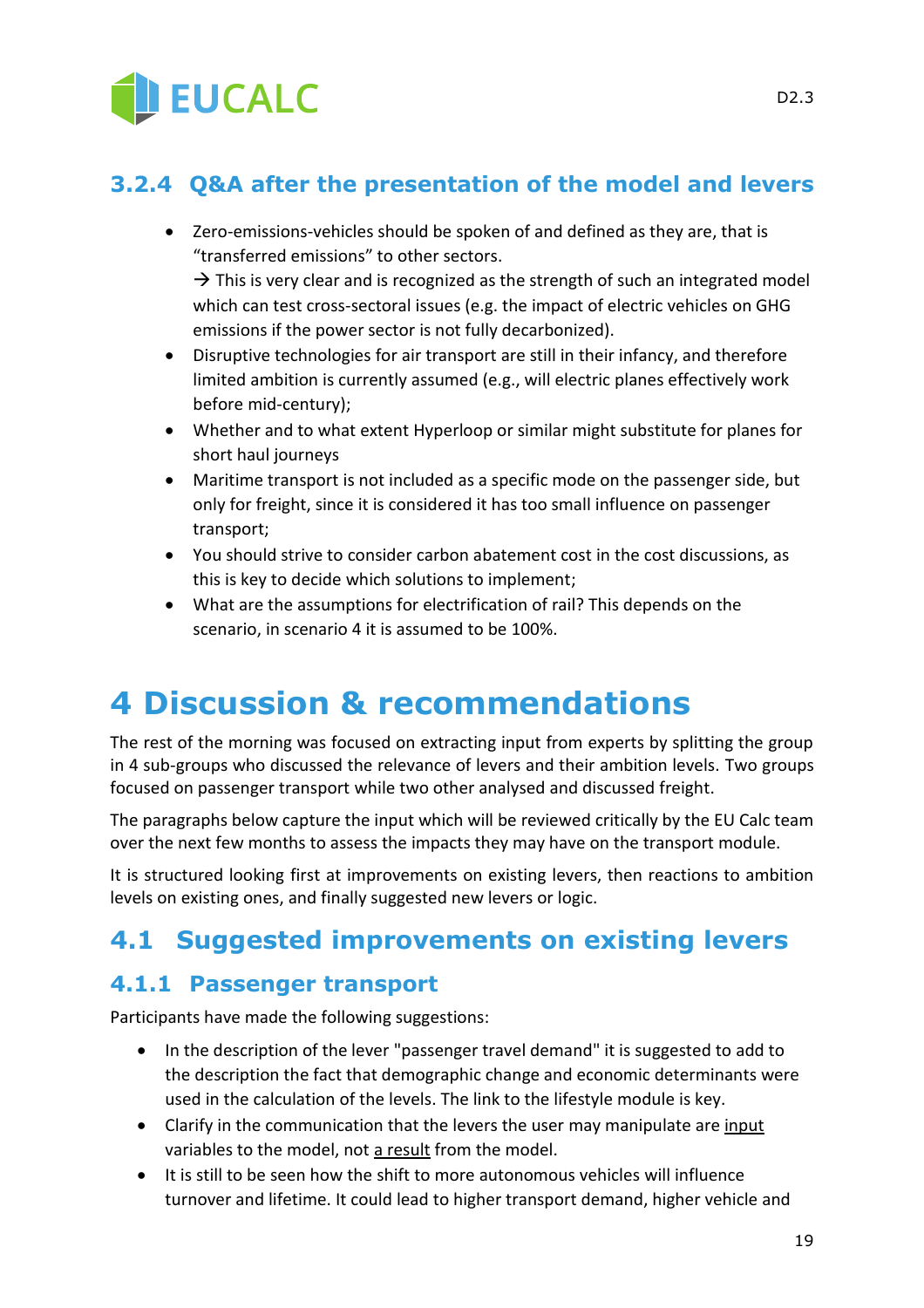### 3.2.4 Q&A after the presentation of the model and levers

- Zero-emissions-vehicles should be spoken of and defined as they are, that is "transferred emissions" to other sectors.
  → This is very clear and is recognized as the strength of such an integrated model which can test cross-sectoral issues (e.g. the impact of electric vehicles on GHG emissions if the power sector is not fully decarbonized).
- Disruptive technologies for air transport are still in their infancy, and therefore limited ambition is currently assumed (e.g., will electric planes effectively work before mid-century);
- Whether and to what extent Hyperloop or similar might substitute for planes for short haul journeys
- Maritime transport is not included as a specific mode on the passenger side, but only for freight, since it is considered it has too small influence on passenger transport;
- You should strive to consider carbon abatement cost in the cost discussions, as this is key to decide which solutions to implement;
- What are the assumptions for electrification of rail? This depends on the scenario, in scenario 4 it is assumed to be 100%.

# 4 Discussion & recommendations

The rest of the morning was focused on extracting input from experts by splitting the group in 4 sub-groups who discussed the relevance of levers and their ambition levels. Two groups focused on passenger transport while two other analysed and discussed freight.

The paragraphs below capture the input which will be reviewed critically by the EU Calc team over the next few months to assess the impacts they may have on the transport module.

It is structured looking first at improvements on existing levers, then reactions to ambition levels on existing ones, and finally suggested new levers or logic.

## 4.1 Suggested improvements on existing levers

### 4.1.1 Passenger transport

Participants have made the following suggestions:

- In the description of the lever "passenger travel demand" it is suggested to add to the description the fact that demographic change and economic determinants were used in the calculation of the levels. The link to the lifestyle module is key.
- Clarify in the communication that the levers the user may manipulate are <u>input</u> variables to the model, not <u>a result</u> from the model.
- It is still to be seen how the shift to more autonomous vehicles will influence turnover and lifetime. It could lead to higher transport demand, higher vehicle and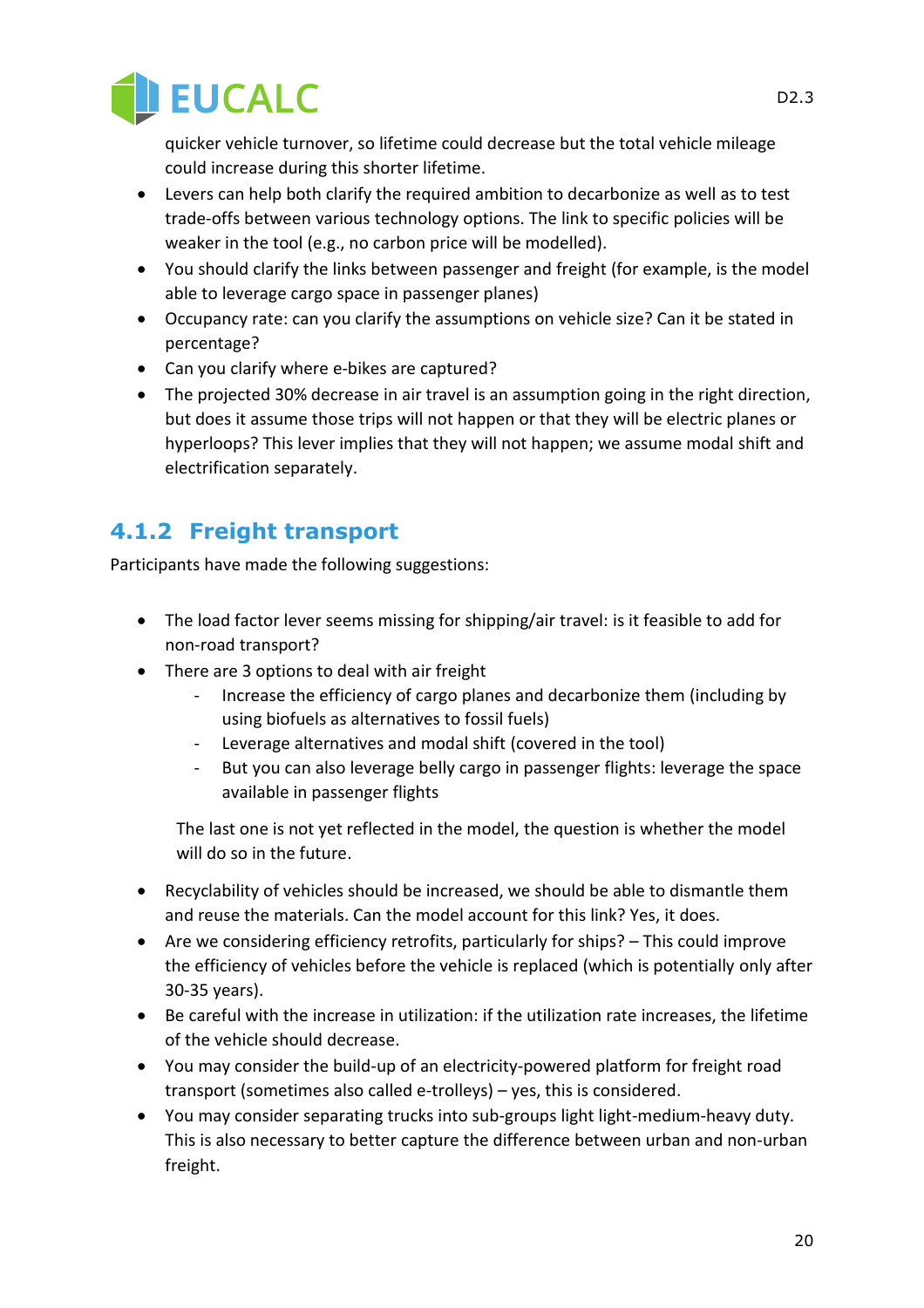quicker vehicle turnover, so lifetime could decrease but the total vehicle mileage could increase during this shorter lifetime.

- Levers can help both clarify the required ambition to decarbonize as well as to test trade-offs between various technology options. The link to specific policies will be weaker in the tool (e.g., no carbon price will be modelled).
- You should clarify the links between passenger and freight (for example, is the model able to leverage cargo space in passenger planes)
- Occupancy rate: can you clarify the assumptions on vehicle size? Can it be stated in percentage?
- Can you clarify where e-bikes are captured?
- The projected 30% decrease in air travel is an assumption going in the right direction, but does it assume those trips will not happen or that they will be electric planes or hyperloops? This lever implies that they will not happen; we assume modal shift and electrification separately.

### 4.1.2 Freight transport

Participants have made the following suggestions:

- The load factor lever seems missing for shipping/air travel: is it feasible to add for non-road transport?
- There are 3 options to deal with air freight
  - Increase the efficiency of cargo planes and decarbonize them (including by using biofuels as alternatives to fossil fuels)
  - Leverage alternatives and modal shift (covered in the tool)
  - But you can also leverage belly cargo in passenger flights: leverage the space available in passenger flights

  The last one is not yet reflected in the model, the question is whether the model will do so in the future.

- Recyclability of vehicles should be increased, we should be able to dismantle them and reuse the materials. Can the model account for this link? Yes, it does.
- Are we considering efficiency retrofits, particularly for ships? – This could improve the efficiency of vehicles before the vehicle is replaced (which is potentially only after 30-35 years).
- Be careful with the increase in utilization: if the utilization rate increases, the lifetime of the vehicle should decrease.
- You may consider the build-up of an electricity-powered platform for freight road transport (sometimes also called e-trolleys) – yes, this is considered.
- You may consider separating trucks into sub-groups light light-medium-heavy duty. This is also necessary to better capture the difference between urban and non-urban freight.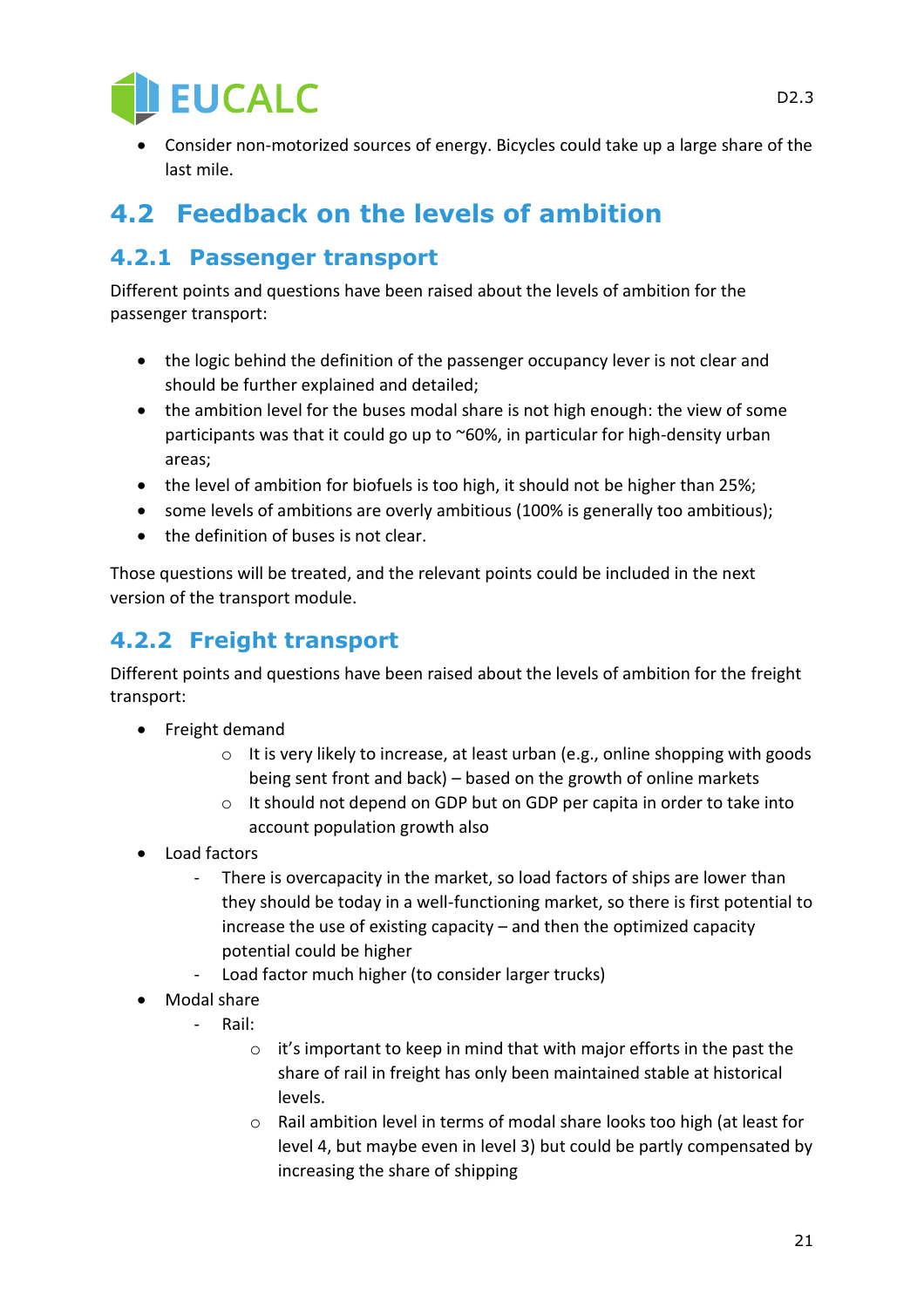- Consider non-motorized sources of energy. Bicycles could take up a large share of the last mile.

## 4.2 Feedback on the levels of ambition

### 4.2.1 Passenger transport

Different points and questions have been raised about the levels of ambition for the passenger transport:

- the logic behind the definition of the passenger occupancy lever is not clear and should be further explained and detailed;
- the ambition level for the buses modal share is not high enough: the view of some participants was that it could go up to ~60%, in particular for high-density urban areas;
- the level of ambition for biofuels is too high, it should not be higher than 25%;
- some levels of ambitions are overly ambitious (100% is generally too ambitious);
- the definition of buses is not clear.

Those questions will be treated, and the relevant points could be included in the next version of the transport module.

### 4.2.2 Freight transport

Different points and questions have been raised about the levels of ambition for the freight transport:

- Freight demand
  - It is very likely to increase, at least urban (e.g., online shopping with goods being sent front and back) – based on the growth of online markets
  - It should not depend on GDP but on GDP per capita in order to take into account population growth also
- Load factors
  - There is overcapacity in the market, so load factors of ships are lower than they should be today in a well-functioning market, so there is first potential to increase the use of existing capacity – and then the optimized capacity potential could be higher
  - Load factor much higher (to consider larger trucks)
- Modal share
  - Rail:
    - it's important to keep in mind that with major efforts in the past the share of rail in freight has only been maintained stable at historical levels.
    - Rail ambition level in terms of modal share looks too high (at least for level 4, but maybe even in level 3) but could be partly compensated by increasing the share of shipping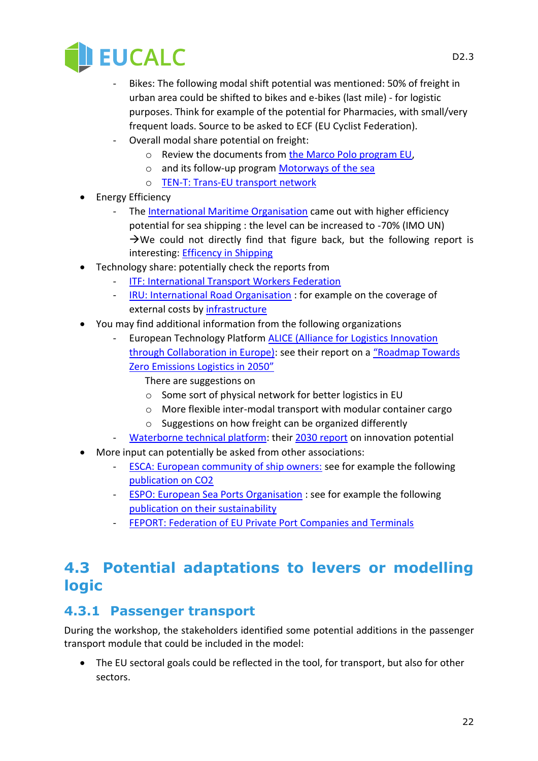- Bikes: The following modal shift potential was mentioned: 50% of freight in urban area could be shifted to bikes and e-bikes (last mile) - for logistic purposes. Think for example of the potential for Pharmacies, with small/very frequent loads. Source to be asked to ECF (EU Cyclist Federation).
- Overall modal share potential on freight:
  - Review the documents from the Marco Polo program EU,
  - and its follow-up program Motorways of the sea
  - TEN-T: Trans-EU transport network

- Energy Efficiency
  - The International Maritime Organisation came out with higher efficiency potential for sea shipping : the level can be increased to -70% (IMO UN) →We could not directly find that figure back, but the following report is interesting: Efficency in Shipping
- Technology share: potentially check the reports from
  - ITF: International Transport Workers Federation
  - IRU: International Road Organisation : for example on the coverage of external costs by infrastructure
- You may find additional information from the following organizations
  - European Technology Platform ALICE (Alliance for Logistics Innovation through Collaboration in Europe): see their report on a "Roadmap Towards Zero Emissions Logistics in 2050"

    There are suggestions on
    - Some sort of physical network for better logistics in EU
    - More flexible inter-modal transport with modular container cargo
    - Suggestions on how freight can be organized differently
  - Waterborne technical platform: their 2030 report on innovation potential
- More input can potentially be asked from other associations:
  - ESCA: European community of ship owners: see for example the following publication on CO2
  - ESPO: European Sea Ports Organisation : see for example the following publication on their sustainability
  - FEPORT: Federation of EU Private Port Companies and Terminals

## 4.3 Potential adaptations to levers or modelling logic

### 4.3.1 Passenger transport

During the workshop, the stakeholders identified some potential additions in the passenger transport module that could be included in the model:

- The EU sectoral goals could be reflected in the tool, for transport, but also for other sectors.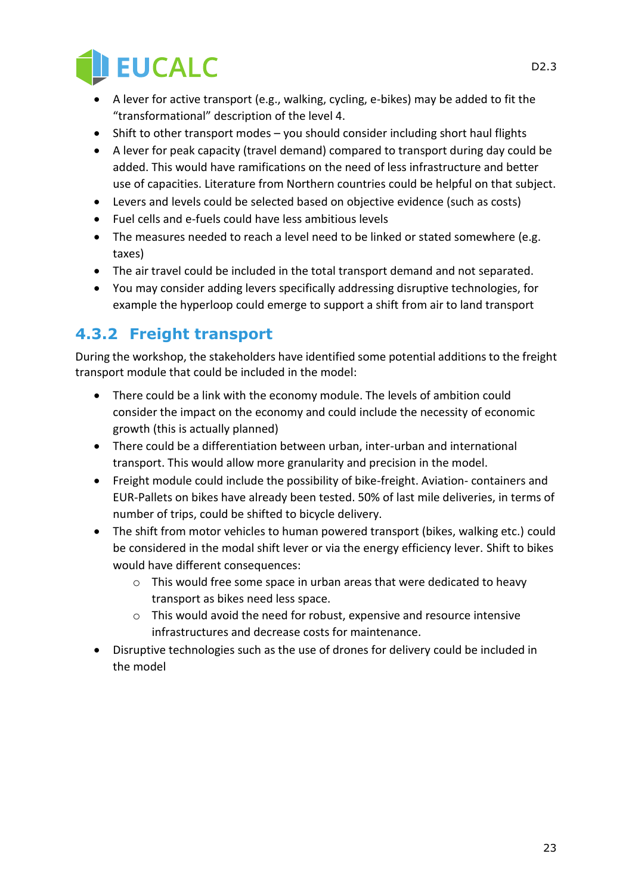- A lever for active transport (e.g., walking, cycling, e-bikes) may be added to fit the "transformational" description of the level 4.
- Shift to other transport modes – you should consider including short haul flights
- A lever for peak capacity (travel demand) compared to transport during day could be added. This would have ramifications on the need of less infrastructure and better use of capacities. Literature from Northern countries could be helpful on that subject.
- Levers and levels could be selected based on objective evidence (such as costs)
- Fuel cells and e-fuels could have less ambitious levels
- The measures needed to reach a level need to be linked or stated somewhere (e.g. taxes)
- The air travel could be included in the total transport demand and not separated.
- You may consider adding levers specifically addressing disruptive technologies, for example the hyperloop could emerge to support a shift from air to land transport

### 4.3.2 Freight transport

During the workshop, the stakeholders have identified some potential additions to the freight transport module that could be included in the model:

- There could be a link with the economy module. The levels of ambition could consider the impact on the economy and could include the necessity of economic growth (this is actually planned)
- There could be a differentiation between urban, inter-urban and international transport. This would allow more granularity and precision in the model.
- Freight module could include the possibility of bike-freight. Aviation- containers and EUR-Pallets on bikes have already been tested. 50% of last mile deliveries, in terms of number of trips, could be shifted to bicycle delivery.
- The shift from motor vehicles to human powered transport (bikes, walking etc.) could be considered in the modal shift lever or via the energy efficiency lever. Shift to bikes would have different consequences:
    - This would free some space in urban areas that were dedicated to heavy transport as bikes need less space.
    - This would avoid the need for robust, expensive and resource intensive infrastructures and decrease costs for maintenance.
- Disruptive technologies such as the use of drones for delivery could be included in the model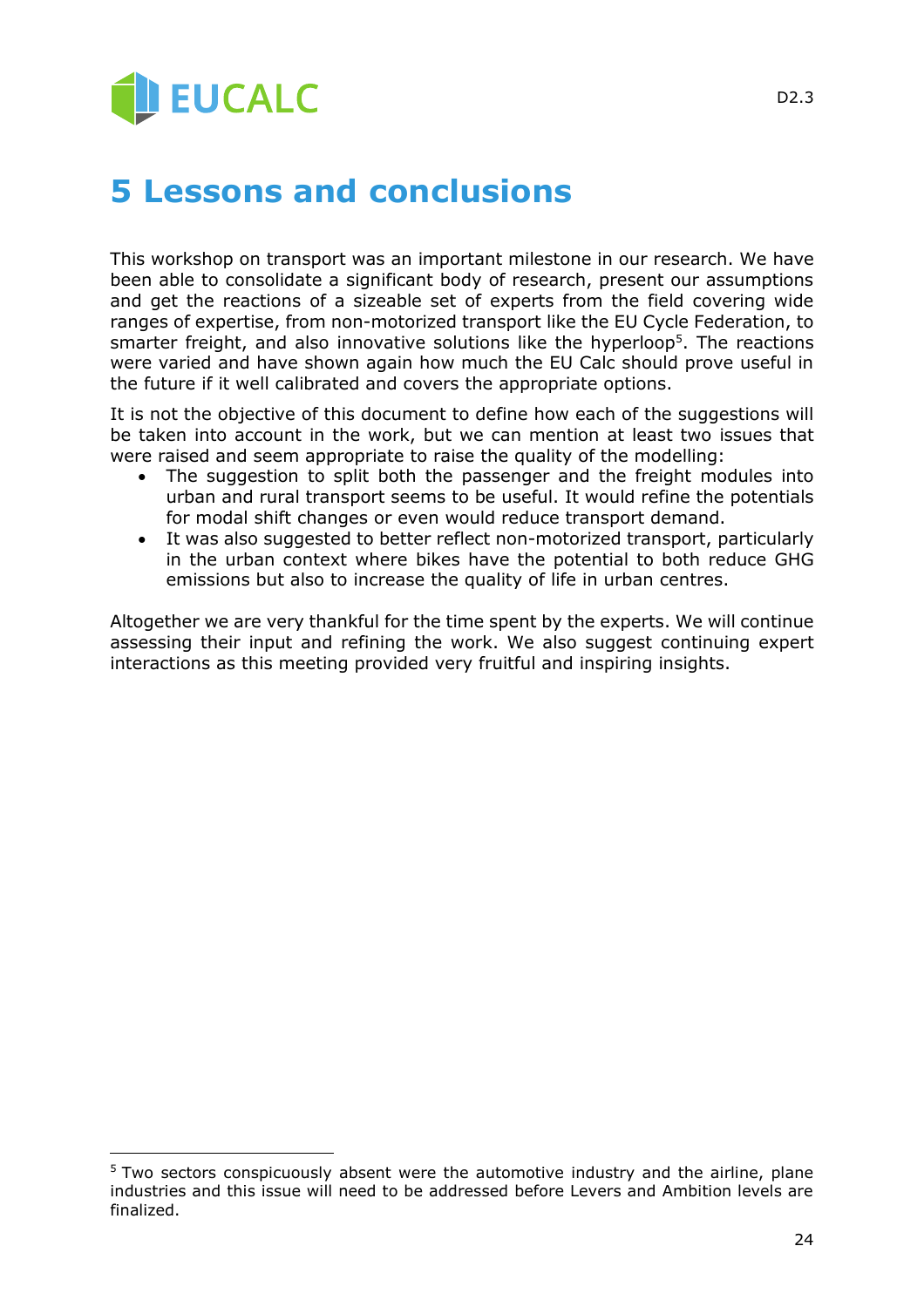# 5 Lessons and conclusions

This workshop on transport was an important milestone in our research. We have been able to consolidate a significant body of research, present our assumptions and get the reactions of a sizeable set of experts from the field covering wide ranges of expertise, from non-motorized transport like the EU Cycle Federation, to smarter freight, and also innovative solutions like the hyperloop[5]. The reactions were varied and have shown again how much the EU Calc should prove useful in the future if it well calibrated and covers the appropriate options.

It is not the objective of this document to define how each of the suggestions will be taken into account in the work, but we can mention at least two issues that were raised and seem appropriate to raise the quality of the modelling:

- The suggestion to split both the passenger and the freight modules into urban and rural transport seems to be useful. It would refine the potentials for modal shift changes or even would reduce transport demand.
- It was also suggested to better reflect non-motorized transport, particularly in the urban context where bikes have the potential to both reduce GHG emissions but also to increase the quality of life in urban centres.

Altogether we are very thankful for the time spent by the experts. We will continue assessing their input and refining the work. We also suggest continuing expert interactions as this meeting provided very fruitful and inspiring insights.

---

[5] Two sectors conspicuously absent were the automotive industry and the airline, plane industries and this issue will need to be addressed before Levers and Ambition levels are finalized.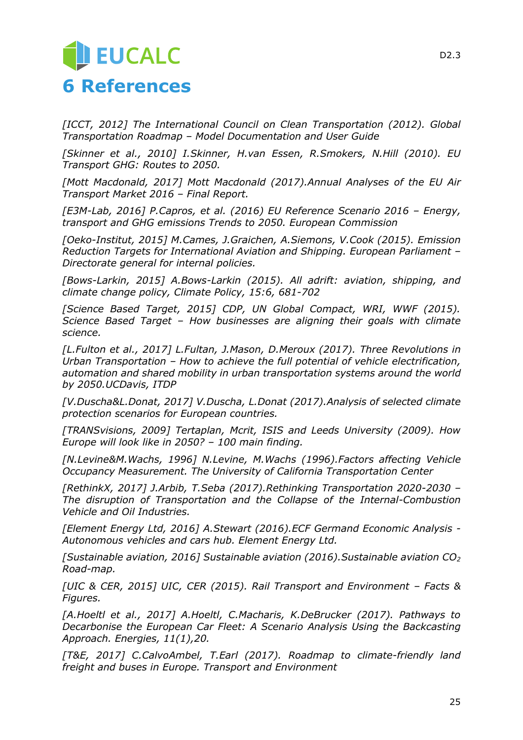# 6 References

*[ICCT, 2012] The International Council on Clean Transportation (2012). Global Transportation Roadmap – Model Documentation and User Guide*

*[Skinner et al., 2010] I.Skinner, H.van Essen, R.Smokers, N.Hill (2010). EU Transport GHG: Routes to 2050.*

*[Mott Macdonald, 2017] Mott Macdonald (2017).Annual Analyses of the EU Air Transport Market 2016 – Final Report.*

*[E3M-Lab, 2016] P.Capros, et al. (2016) EU Reference Scenario 2016 – Energy, transport and GHG emissions Trends to 2050. European Commission*

*[Oeko-Institut, 2015] M.Cames, J.Graichen, A.Siemons, V.Cook (2015). Emission Reduction Targets for International Aviation and Shipping. European Parliament – Directorate general for internal policies.*

*[Bows-Larkin, 2015] A.Bows-Larkin (2015). All adrift: aviation, shipping, and climate change policy, Climate Policy, 15:6, 681-702*

*[Science Based Target, 2015] CDP, UN Global Compact, WRI, WWF (2015). Science Based Target – How businesses are aligning their goals with climate science.*

*[L.Fulton et al., 2017] L.Fultan, J.Mason, D.Meroux (2017). Three Revolutions in Urban Transportation – How to achieve the full potential of vehicle electrification, automation and shared mobility in urban transportation systems around the world by 2050.UCDavis, ITDP*

*[V.Duscha&L.Donat, 2017] V.Duscha, L.Donat (2017).Analysis of selected climate protection scenarios for European countries.*

*[TRANSvisions, 2009] Tertaplan, Mcrit, ISIS and Leeds University (2009). How Europe will look like in 2050? – 100 main finding.*

*[N.Levine&M.Wachs, 1996] N.Levine, M.Wachs (1996).Factors affecting Vehicle Occupancy Measurement. The University of California Transportation Center*

*[RethinkX, 2017] J.Arbib, T.Seba (2017).Rethinking Transportation 2020-2030 – The disruption of Transportation and the Collapse of the Internal-Combustion Vehicle and Oil Industries.*

*[Element Energy Ltd, 2016] A.Stewart (2016).ECF Germand Economic Analysis - Autonomous vehicles and cars hub. Element Energy Ltd.*

*[Sustainable aviation, 2016] Sustainable aviation (2016).Sustainable aviation $CO_2$ Road-map.*

*[UIC & CER, 2015] UIC, CER (2015). Rail Transport and Environment – Facts & Figures.*

*[A.Hoeltl et al., 2017] A.Hoeltl, C.Macharis, K.DeBrucker (2017). Pathways to Decarbonise the European Car Fleet: A Scenario Analysis Using the Backcasting Approach. Energies, 11(1),20.*

*[T&E, 2017] C.CalvoAmbel, T.Earl (2017). Roadmap to climate-friendly land freight and buses in Europe. Transport and Environment*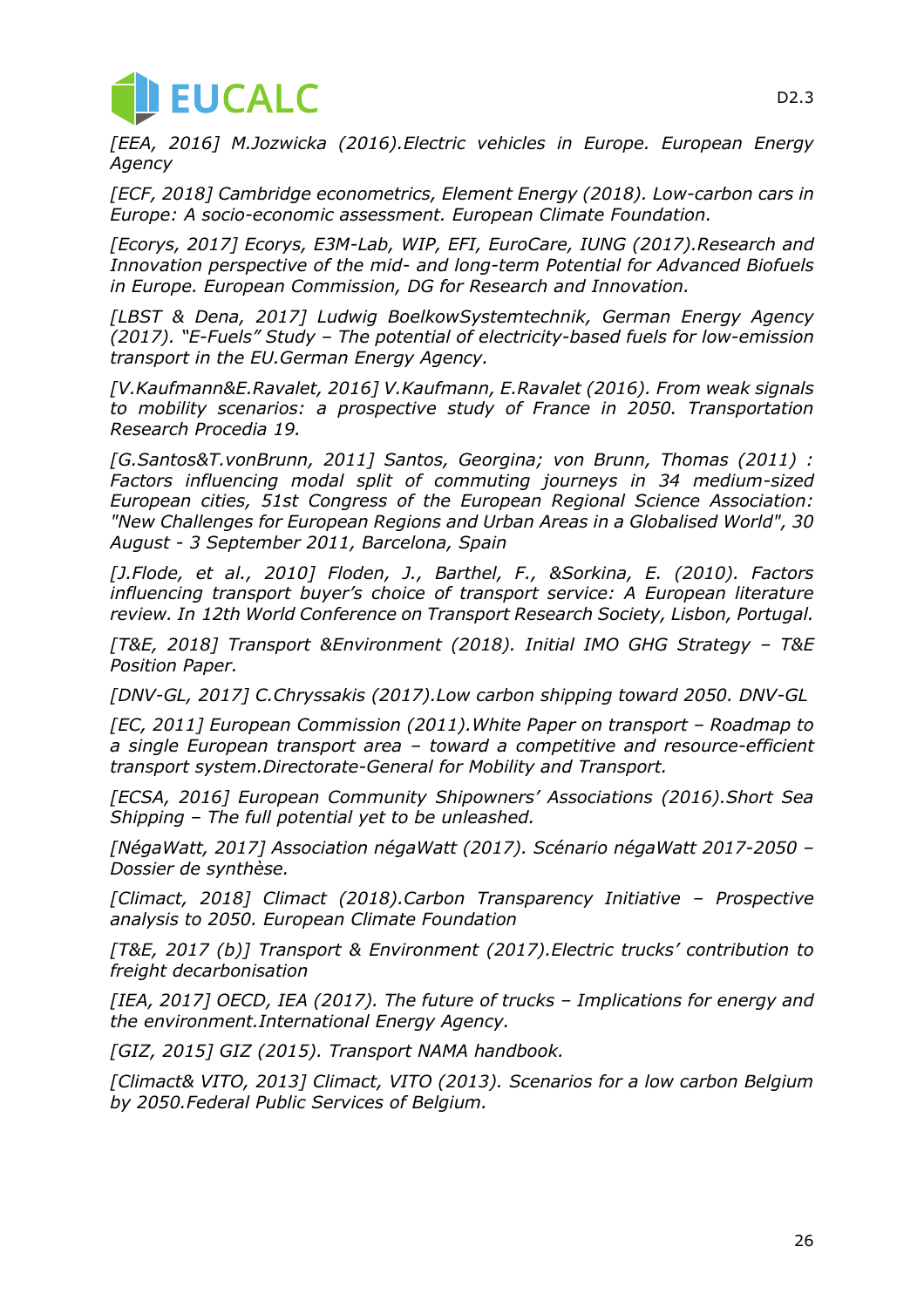*[EEA, 2016] M.Jozwicka (2016).Electric vehicles in Europe. European Energy Agency*

*[ECF, 2018] Cambridge econometrics, Element Energy (2018). Low-carbon cars in Europe: A socio-economic assessment. European Climate Foundation.*

*[Ecorys, 2017] Ecorys, E3M-Lab, WIP, EFI, EuroCare, IUNG (2017).Research and Innovation perspective of the mid- and long-term Potential for Advanced Biofuels in Europe. European Commission, DG for Research and Innovation.*

*[LBST & Dena, 2017] Ludwig BoelkowSystemtechnik, German Energy Agency (2017). "E-Fuels" Study – The potential of electricity-based fuels for low-emission transport in the EU.German Energy Agency.*

*[V.Kaufmann&E.Ravalet, 2016] V.Kaufmann, E.Ravalet (2016). From weak signals to mobility scenarios: a prospective study of France in 2050. Transportation Research Procedia 19.*

*[G.Santos&T.vonBrunn, 2011] Santos, Georgina; von Brunn, Thomas (2011) : Factors influencing modal split of commuting journeys in 34 medium-sized European cities, 51st Congress of the European Regional Science Association: "New Challenges for European Regions and Urban Areas in a Globalised World", 30 August - 3 September 2011, Barcelona, Spain*

*[J.Flode, et al., 2010] Floden, J., Barthel, F., &Sorkina, E. (2010). Factors influencing transport buyer's choice of transport service: A European literature review. In 12th World Conference on Transport Research Society, Lisbon, Portugal.*

*[T&E, 2018] Transport &Environment (2018). Initial IMO GHG Strategy – T&E Position Paper.*

*[DNV-GL, 2017] C.Chryssakis (2017).Low carbon shipping toward 2050. DNV-GL*

*[EC, 2011] European Commission (2011).White Paper on transport – Roadmap to a single European transport area – toward a competitive and resource-efficient transport system.Directorate-General for Mobility and Transport.*

*[ECSA, 2016] European Community Shipowners' Associations (2016).Short Sea Shipping – The full potential yet to be unleashed.*

*[NégaWatt, 2017] Association négaWatt (2017). Scénario négaWatt 2017-2050 – Dossier de synthèse.*

*[Climact, 2018] Climact (2018).Carbon Transparency Initiative – Prospective analysis to 2050. European Climate Foundation*

*[T&E, 2017 (b)] Transport & Environment (2017).Electric trucks' contribution to freight decarbonisation*

*[IEA, 2017] OECD, IEA (2017). The future of trucks – Implications for energy and the environment.International Energy Agency.*

*[GIZ, 2015] GIZ (2015). Transport NAMA handbook.*

*[Climact& VITO, 2013] Climact, VITO (2013). Scenarios for a low carbon Belgium by 2050.Federal Public Services of Belgium.*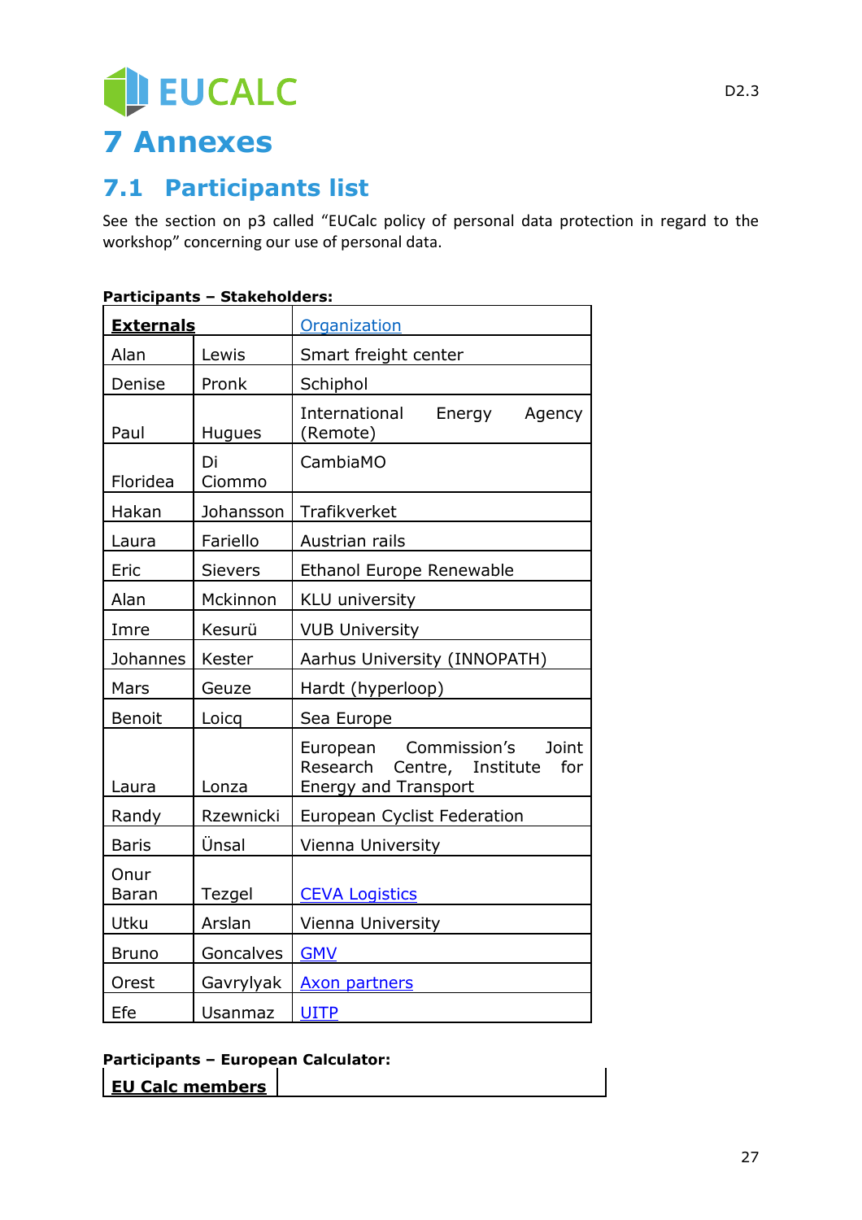# 7 Annexes

## 7.1 Participants list

See the section on p3 called "EUCalc policy of personal data protection in regard to the workshop" concerning our use of personal data.

**Participants – Stakeholders:**

| **Externals** | | Organization |
|---|---|---|
| Alan | Lewis | Smart freight center |
| Denise | Pronk | Schiphol |
| Paul | Hugues | International Energy Agency (Remote) |
| Floridea | Di Ciommo | CambiaMO |
| Hakan | Johansson | Trafikverket |
| Laura | Fariello | Austrian rails |
| Eric | Sievers | Ethanol Europe Renewable |
| Alan | Mckinnon | KLU university |
| Imre | Kesurü | VUB University |
| Johannes | Kester | Aarhus University (INNOPATH) |
| Mars | Geuze | Hardt (hyperloop) |
| Benoit | Loicq | Sea Europe |
| Laura | Lonza | European Commission's Joint Research Centre, Institute for Energy and Transport |
| Randy | Rzewnicki | European Cyclist Federation |
| Baris | Ünsal | Vienna University |
| Onur Baran | Tezgel | CEVA Logistics |
| Utku | Arslan | Vienna University |
| Bruno | Goncalves | GMV |
| Orest | Gavrylyak | Axon partners |
| Efe | Usanmaz | UITP |

**Participants – European Calculator:**

| **EU Calc members** | |
|---|---|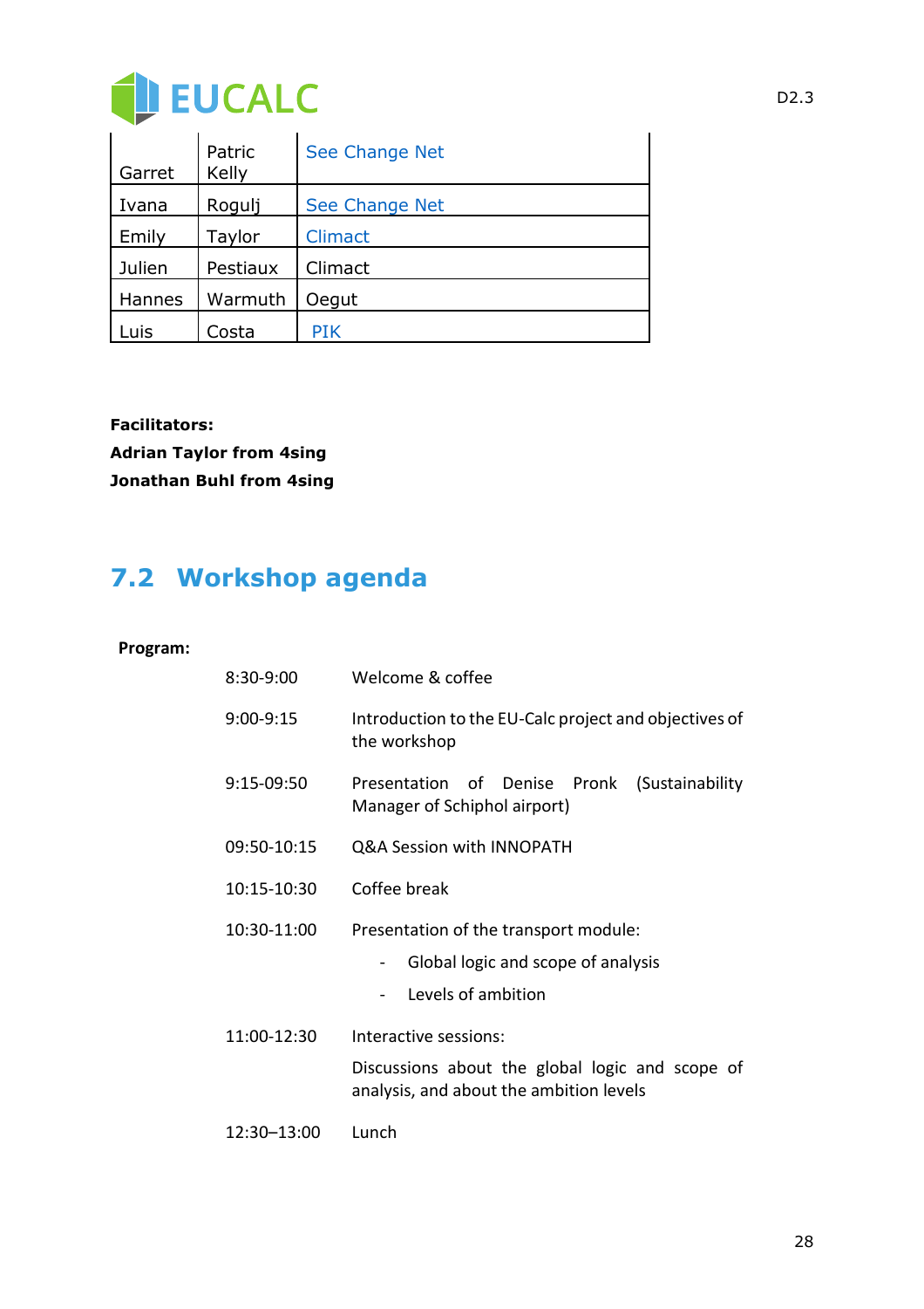| | | |
|---|---|---|
| Garret | Patric Kelly | See Change Net |
| Ivana | Rogulj | See Change Net |
| Emily | Taylor | Climact |
| Julien | Pestiaux | Climact |
| Hannes | Warmuth | Oegut |
| Luis | Costa | PIK |

**Facilitators:**
**Adrian Taylor from 4sing**
**Jonathan Buhl from 4sing**

## 7.2 Workshop agenda

**Program:**

| | |
|---|---|
| 8:30-9:00 | Welcome & coffee |
| 9:00-9:15 | Introduction to the EU-Calc project and objectives of the workshop |
| 9:15-09:50 | Presentation of Denise Pronk (Sustainability Manager of Schiphol airport) |
| 09:50-10:15 | Q&A Session with INNOPATH |
| 10:15-10:30 | Coffee break |
| 10:30-11:00 | Presentation of the transport module:<br>- Global logic and scope of analysis<br>- Levels of ambition |
| 11:00-12:30 | Interactive sessions:<br>Discussions about the global logic and scope of analysis, and about the ambition levels |
| 12:30–13:00 | Lunch |